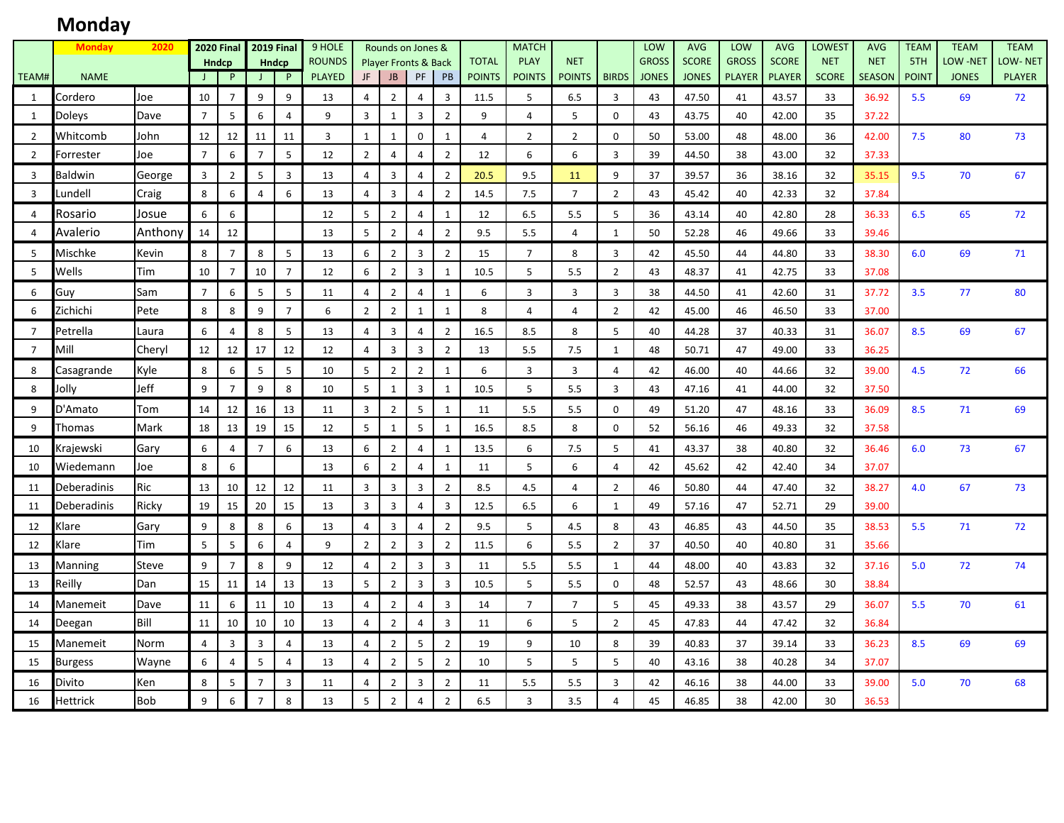# Monday

| TEAM# | NAME (Monday 2020) | | 2020 Final Hndcp J | 2020 Final Hndcp P | 2019 Final Hndcp J | 2019 Final Hndcp P | 9 HOLE ROUNDS PLAYED | Rounds on Jones & Player Fronts & Back JF | JB | PF | PB | TOTAL POINTS | MATCH PLAY POINTS | NET POINTS | BIRDS | LOW GROSS JONES | AVG SCORE JONES | LOW GROSS PLAYER | AVG SCORE PLAYER | LOWEST NET SCORE | AVG NET SEASON | TEAM 5TH POINT | TEAM LOW -NET JONES | TEAM LOW- NET PLAYER |
|---|---|---|---|---|---|---|---|---|---|---|---|---|---|---|---|---|---|---|---|---|---|---|---|---|
| 1 | Cordero | Joe | 10 | 7 | 9 | 9 | 13 | 4 | 2 | 4 | 3 | 11.5 | 5 | 6.5 | 3 | 43 | 47.50 | 41 | 43.57 | 33 | 36.92 | 5.5 | 69 | 72 |
| 1 | Doleys | Dave | 7 | 5 | 6 | 4 | 9 | 3 | 1 | 3 | 2 | 9 | 4 | 5 | 0 | 43 | 43.75 | 40 | 42.00 | 35 | 37.22 | | | |
| 2 | Whitcomb | John | 12 | 12 | 11 | 11 | 3 | 1 | 1 | 0 | 1 | 4 | 2 | 2 | 0 | 50 | 53.00 | 48 | 48.00 | 36 | 42.00 | 7.5 | 80 | 73 |
| 2 | Forrester | Joe | 7 | 6 | 7 | 5 | 12 | 2 | 4 | 4 | 2 | 12 | 6 | 6 | 3 | 39 | 44.50 | 38 | 43.00 | 32 | 37.33 | | | |
| 3 | Baldwin | George | 3 | 2 | 5 | 3 | 13 | 4 | 3 | 4 | 2 | 20.5 | 9.5 | 11 | 9 | 37 | 39.57 | 36 | 38.16 | 32 | 35.15 | 9.5 | 70 | 67 |
| 3 | Lundell | Craig | 8 | 6 | 4 | 6 | 13 | 4 | 3 | 4 | 2 | 14.5 | 7.5 | 7 | 2 | 43 | 45.42 | 40 | 42.33 | 32 | 37.84 | | | |
| 4 | Rosario | Josue | 6 | 6 | | | 12 | 5 | 2 | 4 | 1 | 12 | 6.5 | 5.5 | 5 | 36 | 43.14 | 40 | 42.80 | 28 | 36.33 | 6.5 | 65 | 72 |
| 4 | Avalerio | Anthony | 14 | 12 | | | 13 | 5 | 2 | 4 | 2 | 9.5 | 5.5 | 4 | 1 | 50 | 52.28 | 46 | 49.66 | 33 | 39.46 | | | |
| 5 | Mischke | Kevin | 8 | 7 | 8 | 5 | 13 | 6 | 2 | 3 | 2 | 15 | 7 | 8 | 3 | 42 | 45.50 | 44 | 44.80 | 33 | 38.30 | 6.0 | 69 | 71 |
| 5 | Wells | Tim | 10 | 7 | 10 | 7 | 12 | 6 | 2 | 3 | 1 | 10.5 | 5 | 5.5 | 2 | 43 | 48.37 | 41 | 42.75 | 33 | 37.08 | | | |
| 6 | Guy | Sam | 7 | 6 | 5 | 5 | 11 | 4 | 2 | 4 | 1 | 6 | 3 | 3 | 3 | 38 | 44.50 | 41 | 42.60 | 31 | 37.72 | 3.5 | 77 | 80 |
| 6 | Zichichi | Pete | 8 | 8 | 9 | 7 | 6 | 2 | 2 | 1 | 1 | 8 | 4 | 4 | 2 | 42 | 45.00 | 46 | 46.50 | 33 | 37.00 | | | |
| 7 | Petrella | Laura | 6 | 4 | 8 | 5 | 13 | 4 | 3 | 4 | 2 | 16.5 | 8.5 | 8 | 5 | 40 | 44.28 | 37 | 40.33 | 31 | 36.07 | 8.5 | 69 | 67 |
| 7 | Mill | Cheryl | 12 | 12 | 17 | 12 | 12 | 4 | 3 | 3 | 2 | 13 | 5.5 | 7.5 | 1 | 48 | 50.71 | 47 | 49.00 | 33 | 36.25 | | | |
| 8 | Casagrande | Kyle | 8 | 6 | 5 | 5 | 10 | 5 | 2 | 2 | 1 | 6 | 3 | 3 | 4 | 42 | 46.00 | 40 | 44.66 | 32 | 39.00 | 4.5 | 72 | 66 |
| 8 | Jolly | Jeff | 9 | 7 | 9 | 8 | 10 | 5 | 1 | 3 | 1 | 10.5 | 5 | 5.5 | 3 | 43 | 47.16 | 41 | 44.00 | 32 | 37.50 | | | |
| 9 | D'Amato | Tom | 14 | 12 | 16 | 13 | 11 | 3 | 2 | 5 | 1 | 11 | 5.5 | 5.5 | 0 | 49 | 51.20 | 47 | 48.16 | 33 | 36.09 | 8.5 | 71 | 69 |
| 9 | Thomas | Mark | 18 | 13 | 19 | 15 | 12 | 5 | 1 | 5 | 1 | 16.5 | 8.5 | 8 | 0 | 52 | 56.16 | 46 | 49.33 | 32 | 37.58 | | | |
| 10 | Krajewski | Gary | 6 | 4 | 7 | 6 | 13 | 6 | 2 | 4 | 1 | 13.5 | 6 | 7.5 | 5 | 41 | 43.37 | 38 | 40.80 | 32 | 36.46 | 6.0 | 73 | 67 |
| 10 | Wiedemann | Joe | 8 | 6 | | | 13 | 6 | 2 | 4 | 1 | 11 | 5 | 6 | 4 | 42 | 45.62 | 42 | 42.40 | 34 | 37.07 | | | |
| 11 | Deberadinis | Ric | 13 | 10 | 12 | 12 | 11 | 3 | 3 | 3 | 2 | 8.5 | 4.5 | 4 | 2 | 46 | 50.80 | 44 | 47.40 | 32 | 38.27 | 4.0 | 67 | 73 |
| 11 | Deberadinis | Ricky | 19 | 15 | 20 | 15 | 13 | 3 | 3 | 4 | 3 | 12.5 | 6.5 | 6 | 1 | 49 | 57.16 | 47 | 52.71 | 29 | 39.00 | | | |
| 12 | Klare | Gary | 9 | 8 | 8 | 6 | 13 | 4 | 3 | 4 | 2 | 9.5 | 5 | 4.5 | 8 | 43 | 46.85 | 43 | 44.50 | 35 | 38.53 | 5.5 | 71 | 72 |
| 12 | Klare | Tim | 5 | 5 | 6 | 4 | 9 | 2 | 2 | 3 | 2 | 11.5 | 6 | 5.5 | 2 | 37 | 40.50 | 40 | 40.80 | 31 | 35.66 | | | |
| 13 | Manning | Steve | 9 | 7 | 8 | 9 | 12 | 4 | 2 | 3 | 3 | 11 | 5.5 | 5.5 | 1 | 44 | 48.00 | 40 | 43.83 | 32 | 37.16 | 5.0 | 72 | 74 |
| 13 | Reilly | Dan | 15 | 11 | 14 | 13 | 13 | 5 | 2 | 3 | 3 | 10.5 | 5 | 5.5 | 0 | 48 | 52.57 | 43 | 48.66 | 30 | 38.84 | | | |
| 14 | Manemeit | Dave | 11 | 6 | 11 | 10 | 13 | 4 | 2 | 4 | 3 | 14 | 7 | 7 | 5 | 45 | 49.33 | 38 | 43.57 | 29 | 36.07 | 5.5 | 70 | 61 |
| 14 | Deegan | Bill | 11 | 10 | 10 | 10 | 13 | 4 | 2 | 4 | 3 | 11 | 6 | 5 | 2 | 45 | 47.83 | 44 | 47.42 | 32 | 36.84 | | | |
| 15 | Manemeit | Norm | 4 | 3 | 3 | 4 | 13 | 4 | 2 | 5 | 2 | 19 | 9 | 10 | 8 | 39 | 40.83 | 37 | 39.14 | 33 | 36.23 | 8.5 | 69 | 69 |
| 15 | Burgess | Wayne | 6 | 4 | 5 | 4 | 13 | 4 | 2 | 5 | 2 | 10 | 5 | 5 | 5 | 40 | 43.16 | 38 | 40.28 | 34 | 37.07 | | | |
| 16 | Divito | Ken | 8 | 5 | 7 | 3 | 11 | 4 | 2 | 3 | 2 | 11 | 5.5 | 5.5 | 3 | 42 | 46.16 | 38 | 44.00 | 33 | 39.00 | 5.0 | 70 | 68 |
| 16 | Hettrick | Bob | 9 | 6 | 7 | 8 | 13 | 5 | 2 | 4 | 2 | 6.5 | 3 | 3.5 | 4 | 45 | 46.85 | 38 | 42.00 | 30 | 36.53 | | | |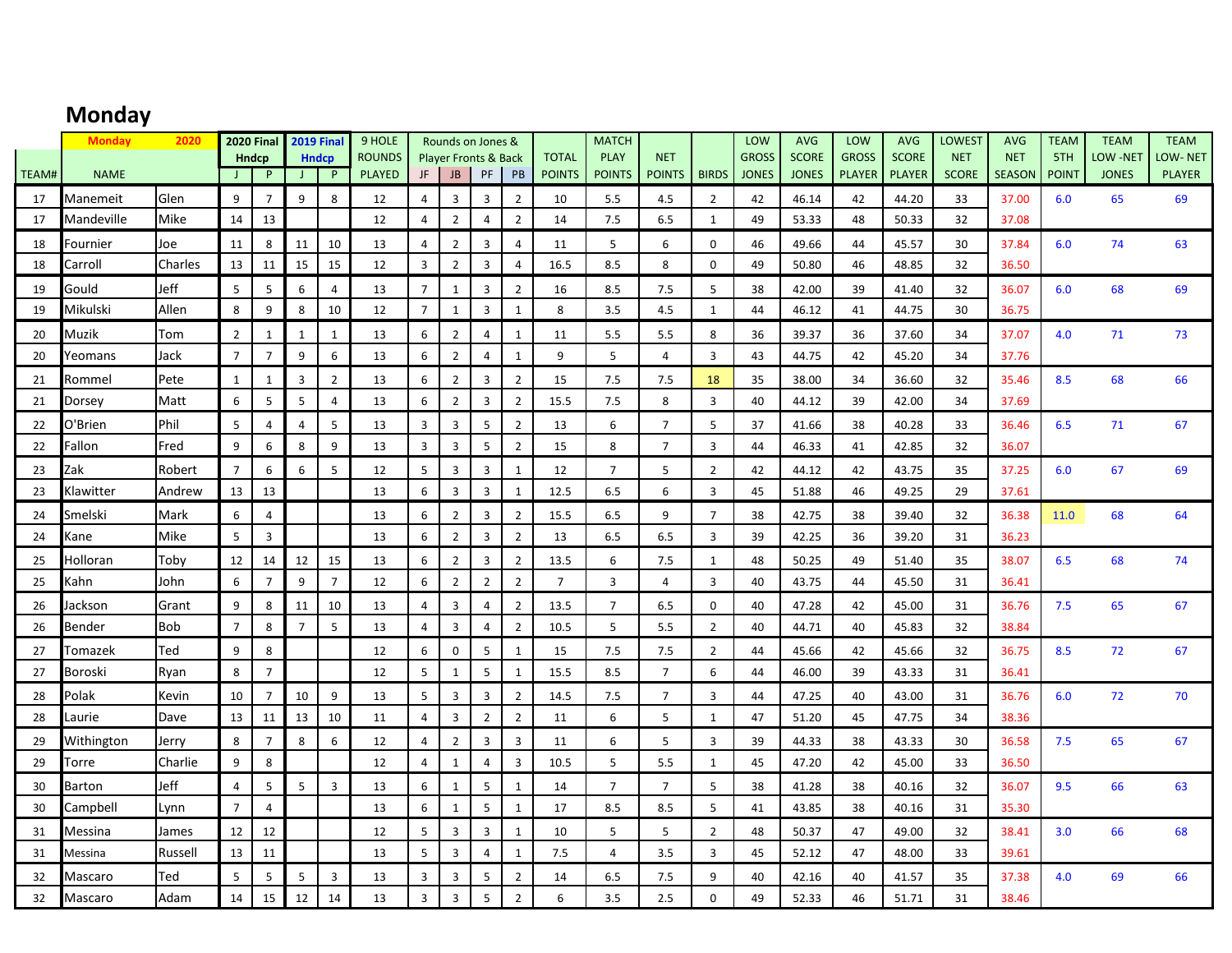## Monday

| TEAM# | NAME | | 2020 Final Hndcp J | 2020 Final Hndcp P | 2019 Final Hndcp J | 2019 Final Hndcp P | 9 HOLE ROUNDS PLAYED | JF | JB | PF | PB | TOTAL POINTS | MATCH PLAY POINTS | NET POINTS | BIRDS | LOW GROSS JONES | AVG SCORE JONES | LOW GROSS PLAYER | AVG SCORE PLAYER | LOWEST NET SCORE | AVG NET SEASON | TEAM 5TH POINT | TEAM LOW -NET JONES | TEAM LOW- NET PLAYER |
|---|---|---|---|---|---|---|---|---|---|---|---|---|---|---|---|---|---|---|---|---|---|---|---|---|
| | Monday | 2020 | | | | | | Rounds on Jones & Player Fronts & Back | | | | | | | | | | | | | | | | |
| 17 | Manemeit | Glen | 9 | 7 | 9 | 8 | 12 | 4 | 3 | 3 | 2 | 10 | 5.5 | 4.5 | 2 | 42 | 46.14 | 42 | 44.20 | 33 | 37.00 | 6.0 | 65 | 69 |
| 17 | Mandeville | Mike | 14 | 13 | | | 12 | 4 | 2 | 4 | 2 | 14 | 7.5 | 6.5 | 1 | 49 | 53.33 | 48 | 50.33 | 32 | 37.08 | | | |
| 18 | Fournier | Joe | 11 | 8 | 11 | 10 | 13 | 4 | 2 | 3 | 4 | 11 | 5 | 6 | 0 | 46 | 49.66 | 44 | 45.57 | 30 | 37.84 | 6.0 | 74 | 63 |
| 18 | Carroll | Charles | 13 | 11 | 15 | 15 | 12 | 3 | 2 | 3 | 4 | 16.5 | 8.5 | 8 | 0 | 49 | 50.80 | 46 | 48.85 | 32 | 36.50 | | | |
| 19 | Gould | Jeff | 5 | 5 | 6 | 4 | 13 | 7 | 1 | 3 | 2 | 16 | 8.5 | 7.5 | 5 | 38 | 42.00 | 39 | 41.40 | 32 | 36.07 | 6.0 | 68 | 69 |
| 19 | Mikulski | Allen | 8 | 9 | 8 | 10 | 12 | 7 | 1 | 3 | 1 | 8 | 3.5 | 4.5 | 1 | 44 | 46.12 | 41 | 44.75 | 30 | 36.75 | | | |
| 20 | Muzik | Tom | 2 | 1 | 1 | 1 | 13 | 6 | 2 | 4 | 1 | 11 | 5.5 | 5.5 | 8 | 36 | 39.37 | 36 | 37.60 | 34 | 37.07 | 4.0 | 71 | 73 |
| 20 | Yeomans | Jack | 7 | 7 | 9 | 6 | 13 | 6 | 2 | 4 | 1 | 9 | 5 | 4 | 3 | 43 | 44.75 | 42 | 45.20 | 34 | 37.76 | | | |
| 21 | Rommel | Pete | 1 | 1 | 3 | 2 | 13 | 6 | 2 | 3 | 2 | 15 | 7.5 | 7.5 | 18 | 35 | 38.00 | 34 | 36.60 | 32 | 35.46 | 8.5 | 68 | 66 |
| 21 | Dorsey | Matt | 6 | 5 | 5 | 4 | 13 | 6 | 2 | 3 | 2 | 15.5 | 7.5 | 8 | 3 | 40 | 44.12 | 39 | 42.00 | 34 | 37.69 | | | |
| 22 | O'Brien | Phil | 5 | 4 | 4 | 5 | 13 | 3 | 3 | 5 | 2 | 13 | 6 | 7 | 5 | 37 | 41.66 | 38 | 40.28 | 33 | 36.46 | 6.5 | 71 | 67 |
| 22 | Fallon | Fred | 9 | 6 | 8 | 9 | 13 | 3 | 3 | 5 | 2 | 15 | 8 | 7 | 3 | 44 | 46.33 | 41 | 42.85 | 32 | 36.07 | | | |
| 23 | Zak | Robert | 7 | 6 | 6 | 5 | 12 | 5 | 3 | 3 | 1 | 12 | 7 | 5 | 2 | 42 | 44.12 | 42 | 43.75 | 35 | 37.25 | 6.0 | 67 | 69 |
| 23 | Klawitter | Andrew | 13 | 13 | | | 13 | 6 | 3 | 3 | 1 | 12.5 | 6.5 | 6 | 3 | 45 | 51.88 | 46 | 49.25 | 29 | 37.61 | | | |
| 24 | Smelski | Mark | 6 | 4 | | | 13 | 6 | 2 | 3 | 2 | 15.5 | 6.5 | 9 | 7 | 38 | 42.75 | 38 | 39.40 | 32 | 36.38 | 11.0 | 68 | 64 |
| 24 | Kane | Mike | 5 | 3 | | | 13 | 6 | 2 | 3 | 2 | 13 | 6.5 | 6.5 | 3 | 39 | 42.25 | 36 | 39.20 | 31 | 36.23 | | | |
| 25 | Holloran | Toby | 12 | 14 | 12 | 15 | 13 | 6 | 2 | 3 | 2 | 13.5 | 6 | 7.5 | 1 | 48 | 50.25 | 49 | 51.40 | 35 | 38.07 | 6.5 | 68 | 74 |
| 25 | Kahn | John | 6 | 7 | 9 | 7 | 12 | 6 | 2 | 2 | 2 | 7 | 3 | 4 | 3 | 40 | 43.75 | 44 | 45.50 | 31 | 36.41 | | | |
| 26 | Jackson | Grant | 9 | 8 | 11 | 10 | 13 | 4 | 3 | 4 | 2 | 13.5 | 7 | 6.5 | 0 | 40 | 47.28 | 42 | 45.00 | 31 | 36.76 | 7.5 | 65 | 67 |
| 26 | Bender | Bob | 7 | 8 | 7 | 5 | 13 | 4 | 3 | 4 | 2 | 10.5 | 5 | 5.5 | 2 | 40 | 44.71 | 40 | 45.83 | 32 | 38.84 | | | |
| 27 | Tomazek | Ted | 9 | 8 | | | 12 | 6 | 0 | 5 | 1 | 15 | 7.5 | 7.5 | 2 | 44 | 45.66 | 42 | 45.66 | 32 | 36.75 | 8.5 | 72 | 67 |
| 27 | Boroski | Ryan | 8 | 7 | | | 12 | 5 | 1 | 5 | 1 | 15.5 | 8.5 | 7 | 6 | 44 | 46.00 | 39 | 43.33 | 31 | 36.41 | | | |
| 28 | Polak | Kevin | 10 | 7 | 10 | 9 | 13 | 5 | 3 | 3 | 2 | 14.5 | 7.5 | 7 | 3 | 44 | 47.25 | 40 | 43.00 | 31 | 36.76 | 6.0 | 72 | 70 |
| 28 | Laurie | Dave | 13 | 11 | 13 | 10 | 11 | 4 | 3 | 2 | 2 | 11 | 6 | 5 | 1 | 47 | 51.20 | 45 | 47.75 | 34 | 38.36 | | | |
| 29 | Withington | Jerry | 8 | 7 | 8 | 6 | 12 | 4 | 2 | 3 | 3 | 11 | 6 | 5 | 3 | 39 | 44.33 | 38 | 43.33 | 30 | 36.58 | 7.5 | 65 | 67 |
| 29 | Torre | Charlie | 9 | 8 | | | 12 | 4 | 1 | 4 | 3 | 10.5 | 5 | 5.5 | 1 | 45 | 47.20 | 42 | 45.00 | 33 | 36.50 | | | |
| 30 | Barton | Jeff | 4 | 5 | 5 | 3 | 13 | 6 | 1 | 5 | 1 | 14 | 7 | 7 | 5 | 38 | 41.28 | 38 | 40.16 | 32 | 36.07 | 9.5 | 66 | 63 |
| 30 | Campbell | Lynn | 7 | 4 | | | 13 | 6 | 1 | 5 | 1 | 17 | 8.5 | 8.5 | 5 | 41 | 43.85 | 38 | 40.16 | 31 | 35.30 | | | |
| 31 | Messina | James | 12 | 12 | | | 12 | 5 | 3 | 3 | 1 | 10 | 5 | 5 | 2 | 48 | 50.37 | 47 | 49.00 | 32 | 38.41 | 3.0 | 66 | 68 |
| 31 | Messina | Russell | 13 | 11 | | | 13 | 5 | 3 | 4 | 1 | 7.5 | 4 | 3.5 | 3 | 45 | 52.12 | 47 | 48.00 | 33 | 39.61 | | | |
| 32 | Mascaro | Ted | 5 | 5 | 5 | 3 | 13 | 3 | 3 | 5 | 2 | 14 | 6.5 | 7.5 | 9 | 40 | 42.16 | 40 | 41.57 | 35 | 37.38 | 4.0 | 69 | 66 |
| 32 | Mascaro | Adam | 14 | 15 | 12 | 14 | 13 | 3 | 3 | 5 | 2 | 6 | 3.5 | 2.5 | 0 | 49 | 52.33 | 46 | 51.71 | 31 | 38.46 | | | |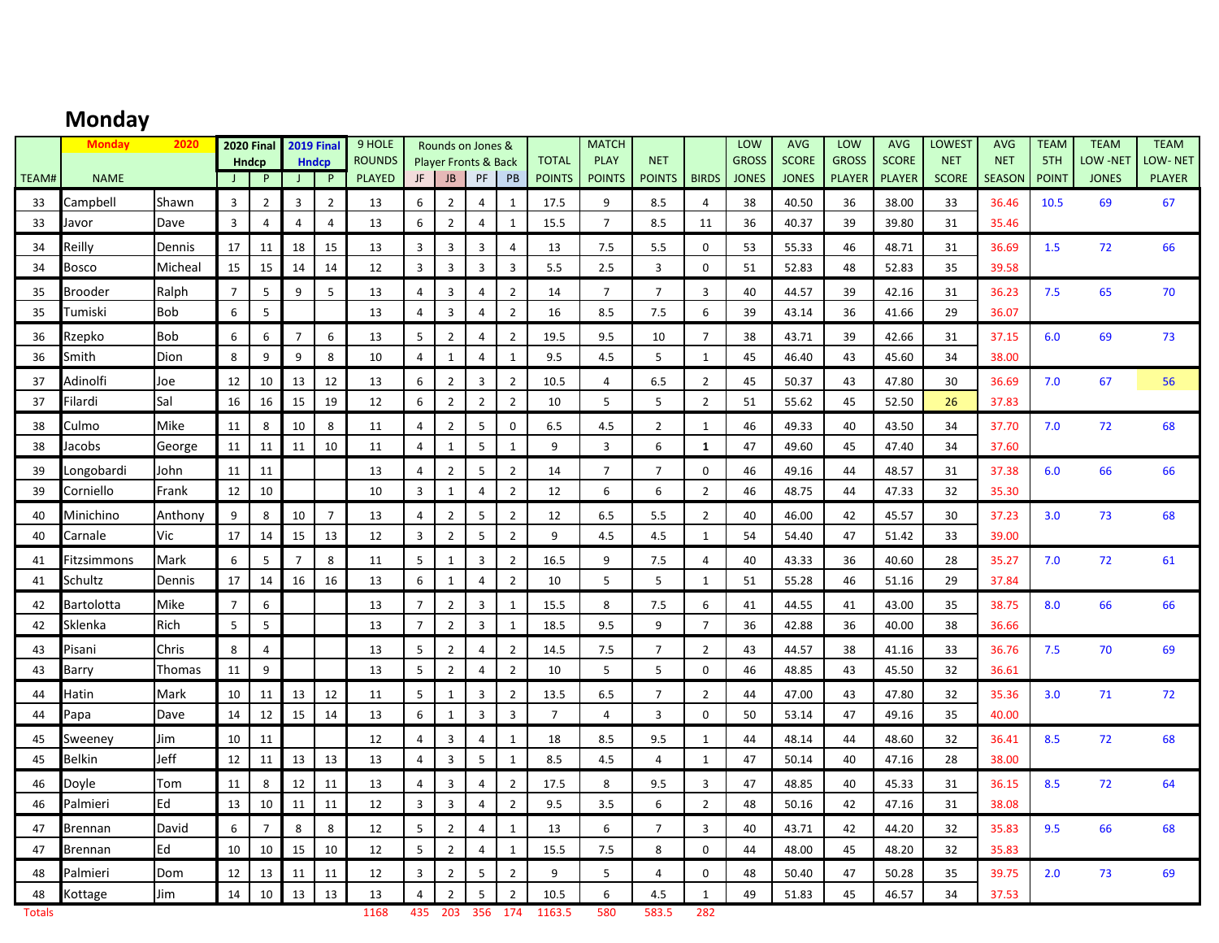# Monday

| TEAM# | NAME Monday 2020 | | 2020 Final Hndcp J | 2020 Final Hndcp P | 2019 Final Hndcp J | 2019 Final Hndcp P | 9 HOLE ROUNDS PLAYED | Rounds on Jones & Player Fronts & Back JF | JB | PF | PB | TOTAL POINTS | MATCH PLAY POINTS | NET POINTS | BIRDS | LOW GROSS JONES | AVG SCORE JONES | LOW GROSS PLAYER | AVG SCORE PLAYER | LOWEST NET SCORE | AVG NET SEASON | TEAM 5TH POINT | TEAM LOW -NET JONES | TEAM LOW- NET PLAYER |
|---|---|---|---|---|---|---|---|---|---|---|---|---|---|---|---|---|---|---|---|---|---|---|---|---|
| 33 | Campbell | Shawn | 3 | 2 | 3 | 2 | 13 | 6 | 2 | 4 | 1 | 17.5 | 9 | 8.5 | 4 | 38 | 40.50 | 36 | 38.00 | 33 | 36.46 | 10.5 | 69 | 67 |
| 33 | Javor | Dave | 3 | 4 | 4 | 4 | 13 | 6 | 2 | 4 | 1 | 15.5 | 7 | 8.5 | 11 | 36 | 40.37 | 39 | 39.80 | 31 | 35.46 | | | |
| 34 | Reilly | Dennis | 17 | 11 | 18 | 15 | 13 | 3 | 3 | 3 | 4 | 13 | 7.5 | 5.5 | 0 | 53 | 55.33 | 46 | 48.71 | 31 | 36.69 | 1.5 | 72 | 66 |
| 34 | Bosco | Micheal | 15 | 15 | 14 | 14 | 12 | 3 | 3 | 3 | 3 | 5.5 | 2.5 | 3 | 0 | 51 | 52.83 | 48 | 52.83 | 35 | 39.58 | | | |
| 35 | Brooder | Ralph | 7 | 5 | 9 | 5 | 13 | 4 | 3 | 4 | 2 | 14 | 7 | 7 | 3 | 40 | 44.57 | 39 | 42.16 | 31 | 36.23 | 7.5 | 65 | 70 |
| 35 | Tumiski | Bob | 6 | 5 | | | 13 | 4 | 3 | 4 | 2 | 16 | 8.5 | 7.5 | 6 | 39 | 43.14 | 36 | 41.66 | 29 | 36.07 | | | |
| 36 | Rzepko | Bob | 6 | 6 | 7 | 6 | 13 | 5 | 2 | 4 | 2 | 19.5 | 9.5 | 10 | 7 | 38 | 43.71 | 39 | 42.66 | 31 | 37.15 | 6.0 | 69 | 73 |
| 36 | Smith | Dion | 8 | 9 | 9 | 8 | 10 | 4 | 1 | 4 | 1 | 9.5 | 4.5 | 5 | 1 | 45 | 46.40 | 43 | 45.60 | 34 | 38.00 | | | |
| 37 | Adinolfi | Joe | 12 | 10 | 13 | 12 | 13 | 6 | 2 | 3 | 2 | 10.5 | 4 | 6.5 | 2 | 45 | 50.37 | 43 | 47.80 | 30 | 36.69 | 7.0 | 67 | 56 |
| 37 | Filardi | Sal | 16 | 16 | 15 | 19 | 12 | 6 | 2 | 2 | 2 | 10 | 5 | 5 | 2 | 51 | 55.62 | 45 | 52.50 | 26 | 37.83 | | | |
| 38 | Culmo | Mike | 11 | 8 | 10 | 8 | 11 | 4 | 2 | 5 | 0 | 6.5 | 4.5 | 2 | 1 | 46 | 49.33 | 40 | 43.50 | 34 | 37.70 | 7.0 | 72 | 68 |
| 38 | Jacobs | George | 11 | 11 | 11 | 10 | 11 | 4 | 1 | 5 | 1 | 9 | 3 | 6 | **1** | 47 | 49.60 | 45 | 47.40 | 34 | 37.60 | | | |
| 39 | Longobardi | John | 11 | 11 | | | 13 | 4 | 2 | 5 | 2 | 14 | 7 | 7 | 0 | 46 | 49.16 | 44 | 48.57 | 31 | 37.38 | 6.0 | 66 | 66 |
| 39 | Corniello | Frank | 12 | 10 | | | 10 | 3 | 1 | 4 | 2 | 12 | 6 | 6 | 2 | 46 | 48.75 | 44 | 47.33 | 32 | 35.30 | | | |
| 40 | Minichino | Anthony | 9 | 8 | 10 | 7 | 13 | 4 | 2 | 5 | 2 | 12 | 6.5 | 5.5 | 2 | 40 | 46.00 | 42 | 45.57 | 30 | 37.23 | 3.0 | 73 | 68 |
| 40 | Carnale | Vic | 17 | 14 | 15 | 13 | 12 | 3 | 2 | 5 | 2 | 9 | 4.5 | 4.5 | 1 | 54 | 54.40 | 47 | 51.42 | 33 | 39.00 | | | |
| 41 | Fitzsimmons | Mark | 6 | 5 | 7 | 8 | 11 | 5 | 1 | 3 | 2 | 16.5 | 9 | 7.5 | 4 | 40 | 43.33 | 36 | 40.60 | 28 | 35.27 | 7.0 | 72 | 61 |
| 41 | Schultz | Dennis | 17 | 14 | 16 | 16 | 13 | 6 | 1 | 4 | 2 | 10 | 5 | 5 | 1 | 51 | 55.28 | 46 | 51.16 | 29 | 37.84 | | | |
| 42 | Bartolotta | Mike | 7 | 6 | | | 13 | 7 | 2 | 3 | 1 | 15.5 | 8 | 7.5 | 6 | 41 | 44.55 | 41 | 43.00 | 35 | 38.75 | 8.0 | 66 | 66 |
| 42 | Sklenka | Rich | 5 | 5 | | | 13 | 7 | 2 | 3 | 1 | 18.5 | 9.5 | 9 | 7 | 36 | 42.88 | 36 | 40.00 | 38 | 36.66 | | | |
| 43 | Pisani | Chris | 8 | 4 | | | 13 | 5 | 2 | 4 | 2 | 14.5 | 7.5 | 7 | 2 | 43 | 44.57 | 38 | 41.16 | 33 | 36.76 | 7.5 | 70 | 69 |
| 43 | Barry | Thomas | 11 | 9 | | | 13 | 5 | 2 | 4 | 2 | 10 | 5 | 5 | 0 | 46 | 48.85 | 43 | 45.50 | 32 | 36.61 | | | |
| 44 | Hatin | Mark | 10 | 11 | 13 | 12 | 11 | 5 | 1 | 3 | 2 | 13.5 | 6.5 | 7 | 2 | 44 | 47.00 | 43 | 47.80 | 32 | 35.36 | 3.0 | 71 | 72 |
| 44 | Papa | Dave | 14 | 12 | 15 | 14 | 13 | 6 | 1 | 3 | 3 | 7 | 4 | 3 | 0 | 50 | 53.14 | 47 | 49.16 | 35 | 40.00 | | | |
| 45 | Sweeney | Jim | 10 | 11 | | | 12 | 4 | 3 | 4 | 1 | 18 | 8.5 | 9.5 | 1 | 44 | 48.14 | 44 | 48.60 | 32 | 36.41 | 8.5 | 72 | 68 |
| 45 | Belkin | Jeff | 12 | 11 | 13 | 13 | 13 | 4 | 3 | 5 | 1 | 8.5 | 4.5 | 4 | 1 | 47 | 50.14 | 40 | 47.16 | 28 | 38.00 | | | |
| 46 | Doyle | Tom | 11 | 8 | 12 | 11 | 13 | 4 | 3 | 4 | 2 | 17.5 | 8 | 9.5 | 3 | 47 | 48.85 | 40 | 45.33 | 31 | 36.15 | 8.5 | 72 | 64 |
| 46 | Palmieri | Ed | 13 | 10 | 11 | 11 | 12 | 3 | 3 | 4 | 2 | 9.5 | 3.5 | 6 | 2 | 48 | 50.16 | 42 | 47.16 | 31 | 38.08 | | | |
| 47 | Brennan | David | 6 | 7 | 8 | 8 | 12 | 5 | 2 | 4 | 1 | 13 | 6 | 7 | 3 | 40 | 43.71 | 42 | 44.20 | 32 | 35.83 | 9.5 | 66 | 68 |
| 47 | Brennan | Ed | 10 | 10 | 15 | 10 | 12 | 5 | 2 | 4 | 1 | 15.5 | 7.5 | 8 | 0 | 44 | 48.00 | 45 | 48.20 | 32 | 35.83 | | | |
| 48 | Palmieri | Dom | 12 | 13 | 11 | 11 | 12 | 3 | 2 | 5 | 2 | 9 | 5 | 4 | 0 | 48 | 50.40 | 47 | 50.28 | 35 | 39.75 | 2.0 | 73 | 69 |
| 48 | Kottage | Jim | 14 | 10 | 13 | 13 | 13 | 4 | 2 | 5 | 2 | 10.5 | 6 | 4.5 | 1 | 49 | 51.83 | 45 | 46.57 | 34 | 37.53 | | | |
| Totals | | | | | | | 1168 | 435 | 203 | 356 | 174 | 1163.5 | 580 | 583.5 | 282 | | | | | | | | | |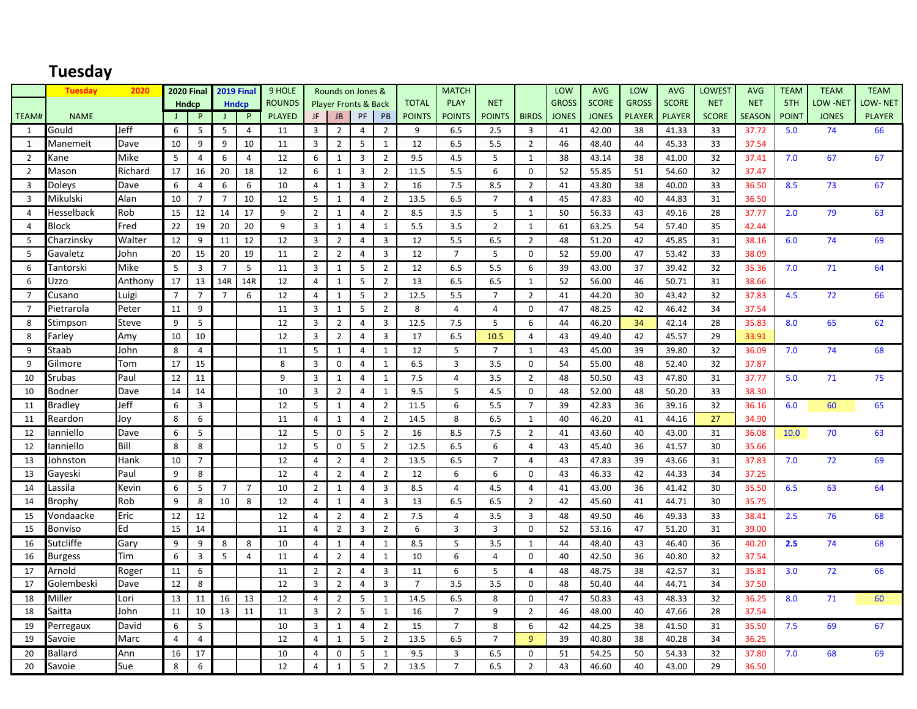# Tuesday

| TEAM# | Tuesday NAME | 2020 | 2020 Final Hndcp J | P | 2019 Final Hndcp J | P | 9 HOLE ROUNDS PLAYED | Rounds on Jones & Player Fronts & Back JF | JB | PF | PB | TOTAL POINTS | MATCH PLAY POINTS | NET POINTS | BIRDS | LOW GROSS JONES | AVG SCORE JONES | LOW GROSS PLAYER | AVG SCORE PLAYER | LOWEST NET SCORE | AVG NET SEASON | TEAM 5TH POINT | TEAM LOW -NET JONES | TEAM LOW- NET PLAYER |
|---|---|---|---|---|---|---|---|---|---|---|---|---|---|---|---|---|---|---|---|---|---|---|---|---|
| 1 | Gould | Jeff | 6 | 5 | 5 | 4 | 11 | 3 | 2 | 4 | 2 | 9 | 6.5 | 2.5 | 3 | 41 | 42.00 | 38 | 41.33 | 33 | 37.72 | 5.0 | 74 | 66 |
| 1 | Manemeit | Dave | 10 | 9 | 9 | 10 | 11 | 3 | 2 | 5 | 1 | 12 | 6.5 | 5.5 | 2 | 46 | 48.40 | 44 | 45.33 | 33 | 37.54 | | | |
| 2 | Kane | Mike | 5 | 4 | 6 | 4 | 12 | 6 | 1 | 3 | 2 | 9.5 | 4.5 | 5 | 1 | 38 | 43.14 | 38 | 41.00 | 32 | 37.41 | 7.0 | 67 | 67 |
| 2 | Mason | Richard | 17 | 16 | 20 | 18 | 12 | 6 | 1 | 3 | 2 | 11.5 | 5.5 | 6 | 0 | 52 | 55.85 | 51 | 54.60 | 32 | 37.47 | | | |
| 3 | Doleys | Dave | 6 | 4 | 6 | 6 | 10 | 4 | 1 | 3 | 2 | 16 | 7.5 | 8.5 | 2 | 41 | 43.80 | 38 | 40.00 | 33 | 36.50 | 8.5 | 73 | 67 |
| 3 | Mikulski | Alan | 10 | 7 | 7 | 10 | 12 | 5 | 1 | 4 | 2 | 13.5 | 6.5 | 7 | 4 | 45 | 47.83 | 40 | 44.83 | 31 | 36.50 | | | |
| 4 | Hesselback | Rob | 15 | 12 | 14 | 17 | 9 | 2 | 1 | 4 | 2 | 8.5 | 3.5 | 5 | 1 | 50 | 56.33 | 43 | 49.16 | 28 | 37.77 | 2.0 | 79 | 63 |
| 4 | Block | Fred | 22 | 19 | 20 | 20 | 9 | 3 | 1 | 4 | 1 | 5.5 | 3.5 | 2 | 1 | 61 | 63.25 | 54 | 57.40 | 35 | 42.44 | | | |
| 5 | Charzinsky | Walter | 12 | 9 | 11 | 12 | 12 | 3 | 2 | 4 | 3 | 12 | 5.5 | 6.5 | 2 | 48 | 51.20 | 42 | 45.85 | 31 | 38.16 | 6.0 | 74 | 69 |
| 5 | Gavaletz | John | 20 | 15 | 20 | 19 | 11 | 2 | 2 | 4 | 3 | 12 | 7 | 5 | 0 | 52 | 59.00 | 47 | 53.42 | 33 | 38.09 | | | |
| 6 | Tantorski | Mike | 5 | 3 | 7 | 5 | 11 | 3 | 1 | 5 | 2 | 12 | 6.5 | 5.5 | 6 | 39 | 43.00 | 37 | 39.42 | 32 | 35.36 | 7.0 | 71 | 64 |
| 6 | Uzzo | Anthony | 17 | 13 | 14R | 14R | 12 | 4 | 1 | 5 | 2 | 13 | 6.5 | 6.5 | 1 | 52 | 56.00 | 46 | 50.71 | 31 | 38.66 | | | |
| 7 | Cusano | Luigi | 7 | 7 | 7 | 6 | 12 | 4 | 1 | 5 | 2 | 12.5 | 5.5 | 7 | 2 | 41 | 44.20 | 30 | 43.42 | 32 | 37.83 | 4.5 | 72 | 66 |
| 7 | Pietrarola | Peter | 11 | 9 | | | 11 | 3 | 1 | 5 | 2 | 8 | 4 | 4 | 0 | 47 | 48.25 | 42 | 46.42 | 34 | 37.54 | | | |
| 8 | Stimpson | Steve | 9 | 5 | | | 12 | 3 | 2 | 4 | 3 | 12.5 | 7.5 | 5 | 6 | 44 | 46.20 | 34 | 42.14 | 28 | 35.83 | 8.0 | 65 | 62 |
| 8 | Farley | Amy | 10 | 10 | | | 12 | 3 | 2 | 4 | 3 | 17 | 6.5 | 10.5 | 4 | 43 | 49.40 | 42 | 45.57 | 29 | 33.91 | | | |
| 9 | Staab | John | 8 | 4 | | | 11 | 5 | 1 | 4 | 1 | 12 | 5 | 7 | 1 | 43 | 45.00 | 39 | 39.80 | 32 | 36.09 | 7.0 | 74 | 68 |
| 9 | Gilmore | Tom | 17 | 15 | | | 8 | 3 | 0 | 4 | 1 | 6.5 | 3 | 3.5 | 0 | 54 | 55.00 | 48 | 52.40 | 32 | 37.87 | | | |
| 10 | Srubas | Paul | 12 | 11 | | | 9 | 3 | 1 | 4 | 1 | 7.5 | 4 | 3.5 | 2 | 48 | 50.50 | 43 | 47.80 | 31 | 37.77 | 5.0 | 71 | 75 |
| 10 | Bodner | Dave | 14 | 14 | | | 10 | 3 | 2 | 4 | 1 | 9.5 | 5 | 4.5 | 0 | 48 | 52.00 | 48 | 50.20 | 33 | 38.30 | | | |
| 11 | Bradley | Jeff | 6 | 3 | | | 12 | 5 | 1 | 4 | 2 | 11.5 | 6 | 5.5 | 7 | 39 | 42.83 | 36 | 39.16 | 32 | 36.16 | 6.0 | 60 | 65 |
| 11 | Reardon | Joy | 8 | 6 | | | 11 | 4 | 1 | 4 | 2 | 14.5 | 8 | 6.5 | 1 | 40 | 46.20 | 41 | 44.16 | 27 | 34.90 | | | |
| 12 | Ianniello | Dave | 6 | 5 | | | 12 | 5 | 0 | 5 | 2 | 16 | 8.5 | 7.5 | 2 | 41 | 43.60 | 40 | 43.00 | 31 | 36.08 | 10.0 | 70 | 63 |
| 12 | Ianniello | Bill | 8 | 8 | | | 12 | 5 | 0 | 5 | 2 | 12.5 | 6.5 | 6 | 4 | 43 | 45.40 | 36 | 41.57 | 30 | 35.66 | | | |
| 13 | Johnston | Hank | 10 | 7 | | | 12 | 4 | 2 | 4 | 2 | 13.5 | 6.5 | 7 | 4 | 43 | 47.83 | 39 | 43.66 | 31 | 37.83 | 7.0 | 72 | 69 |
| 13 | Gayeski | Paul | 9 | 8 | | | 12 | 4 | 2 | 4 | 2 | 12 | 6 | 6 | 0 | 43 | 46.33 | 42 | 44.33 | 34 | 37.25 | | | |
| 14 | Lassila | Kevin | 6 | 5 | 7 | 7 | 10 | 2 | 1 | 4 | 3 | 8.5 | 4 | 4.5 | 4 | 41 | 43.00 | 36 | 41.42 | 30 | 35.50 | 6.5 | 63 | 64 |
| 14 | Brophy | Rob | 9 | 8 | 10 | 8 | 12 | 4 | 1 | 4 | 3 | 13 | 6.5 | 6.5 | 2 | 42 | 45.60 | 41 | 44.71 | 30 | 35.75 | | | |
| 15 | Vondaacke | Eric | 12 | 12 | | | 12 | 4 | 2 | 4 | 2 | 7.5 | 4 | 3.5 | 3 | 48 | 49.50 | 46 | 49.33 | 33 | 38.41 | 2.5 | 76 | 68 |
| 15 | Bonviso | Ed | 15 | 14 | | | 11 | 4 | 2 | 3 | 2 | 6 | 3 | 3 | 0 | 52 | 53.16 | 47 | 51.20 | 31 | 39.00 | | | |
| 16 | Sutcliffe | Gary | 9 | 9 | 8 | 8 | 10 | 4 | 1 | 4 | 1 | 8.5 | 5 | 3.5 | 1 | 44 | 48.40 | 43 | 46.40 | 36 | 40.20 | **2.5** | 74 | 68 |
| 16 | Burgess | Tim | 6 | 3 | 5 | 4 | 11 | 4 | 2 | 4 | 1 | 10 | 6 | 4 | 0 | 40 | 42.50 | 36 | 40.80 | 32 | 37.54 | | | |
| 17 | Arnold | Roger | 11 | 6 | | | 11 | 2 | 2 | 4 | 3 | 11 | 6 | 5 | 4 | 48 | 48.75 | 38 | 42.57 | 31 | 35.81 | 3.0 | 72 | 66 |
| 17 | Golembeski | Dave | 12 | 8 | | | 12 | 3 | 2 | 4 | 3 | 7 | 3.5 | 3.5 | 0 | 48 | 50.40 | 44 | 44.71 | 34 | 37.50 | | | |
| 18 | Miller | Lori | 13 | 11 | 16 | 13 | 12 | 4 | 2 | 5 | 1 | 14.5 | 6.5 | 8 | 0 | 47 | 50.83 | 43 | 48.33 | 32 | 36.25 | 8.0 | 71 | 60 |
| 18 | Saitta | John | 11 | 10 | 13 | 11 | 11 | 3 | 2 | 5 | 1 | 16 | 7 | 9 | 2 | 46 | 48.00 | 40 | 47.66 | 28 | 37.54 | | | |
| 19 | Perregaux | David | 6 | 5 | | | 10 | 3 | 1 | 4 | 2 | 15 | 7 | 8 | 6 | 42 | 44.25 | 38 | 41.50 | 31 | 35.50 | 7.5 | 69 | 67 |
| 19 | Savoie | Marc | 4 | 4 | | | 12 | 4 | 1 | 5 | 2 | 13.5 | 6.5 | 7 | 9 | 39 | 40.80 | 38 | 40.28 | 34 | 36.25 | | | |
| 20 | Ballard | Ann | 16 | 17 | | | 10 | 4 | 0 | 5 | 1 | 9.5 | 3 | 6.5 | 0 | 51 | 54.25 | 50 | 54.33 | 32 | 37.80 | 7.0 | 68 | 69 |
| 20 | Savoie | Sue | 8 | 6 | | | 12 | 4 | 1 | 5 | 2 | 13.5 | 7 | 6.5 | 2 | 43 | 46.60 | 40 | 43.00 | 29 | 36.50 | | | |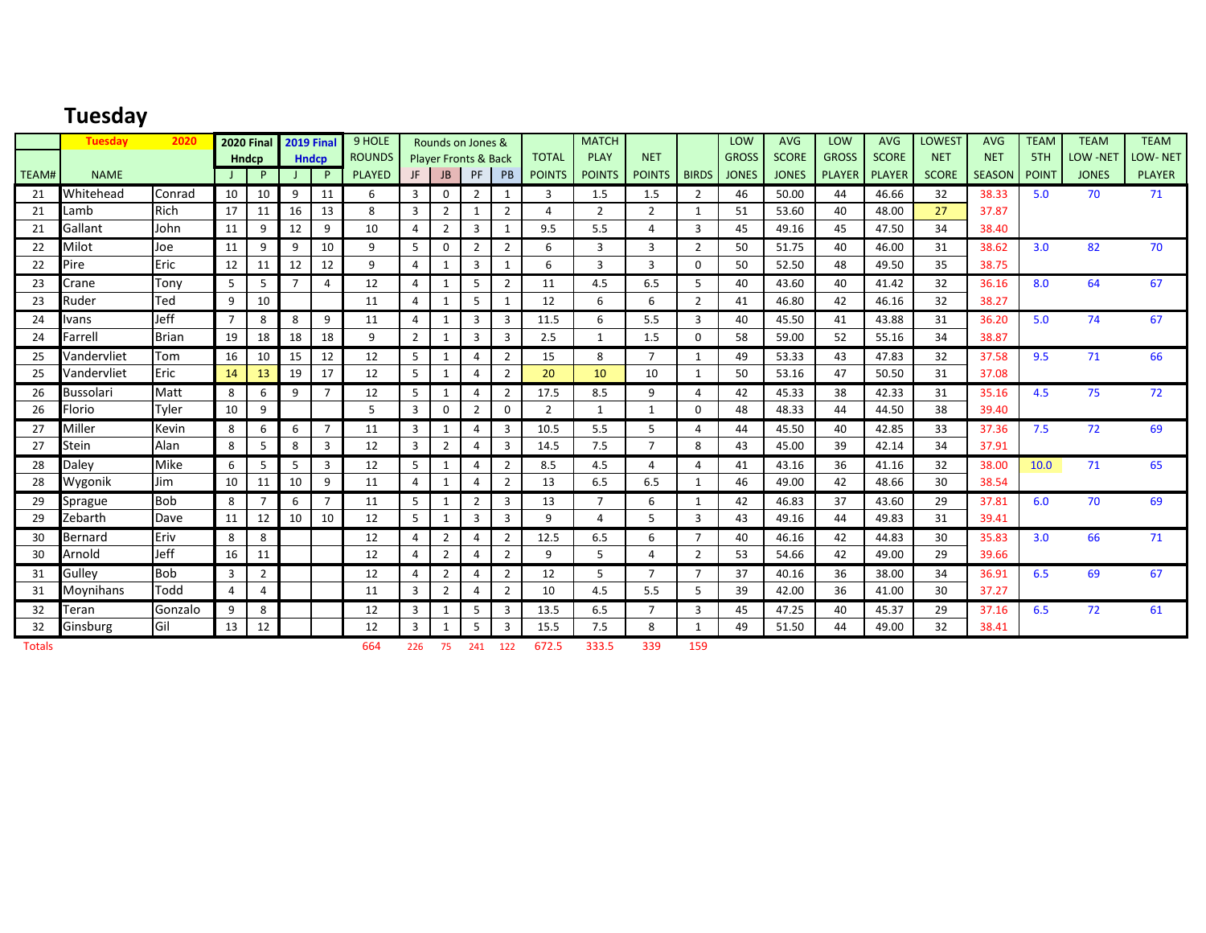# Tuesday

| TEAM# | NAME | | 2020 Final Hndcp | | 2019 Final Hndcp | | 9 HOLE ROUNDS PLAYED | Rounds on Jones & Player Fronts & Back | | | | TOTAL POINTS | MATCH PLAY POINTS | NET POINTS | BIRDS | LOW GROSS JONES | AVG SCORE JONES | LOW GROSS PLAYER | AVG SCORE PLAYER | LOWEST NET SCORE | AVG NET SEASON | TEAM 5TH POINT | TEAM LOW -NET JONES | TEAM LOW- NET PLAYER |
|---|---|---|---|---|---|---|---|---|---|---|---|---|---|---|---|---|---|---|---|---|---|---|---|---|
| | Tuesday | 2020 | J | P | J | P | | JF | JB | PF | PB | | | | | | | | | | | | | |
| 21 | Whitehead | Conrad | 10 | 10 | 9 | 11 | 6 | 3 | 0 | 2 | 1 | 3 | 1.5 | 1.5 | 2 | 46 | 50.00 | 44 | 46.66 | 32 | 38.33 | 5.0 | 70 | 71 |
| 21 | Lamb | Rich | 17 | 11 | 16 | 13 | 8 | 3 | 2 | 1 | 2 | 4 | 2 | 2 | 1 | 51 | 53.60 | 40 | 48.00 | 27 | 37.87 | | | |
| 21 | Gallant | John | 11 | 9 | 12 | 9 | 10 | 4 | 2 | 3 | 1 | 9.5 | 5.5 | 4 | 3 | 45 | 49.16 | 45 | 47.50 | 34 | 38.40 | | | |
| 22 | Milot | Joe | 11 | 9 | 9 | 10 | 9 | 5 | 0 | 2 | 2 | 6 | 3 | 3 | 2 | 50 | 51.75 | 40 | 46.00 | 31 | 38.62 | 3.0 | 82 | 70 |
| 22 | Pire | Eric | 12 | 11 | 12 | 12 | 9 | 4 | 1 | 3 | 1 | 6 | 3 | 3 | 0 | 50 | 52.50 | 48 | 49.50 | 35 | 38.75 | | | |
| 23 | Crane | Tony | 5 | 5 | 7 | 4 | 12 | 4 | 1 | 5 | 2 | 11 | 4.5 | 6.5 | 5 | 40 | 43.60 | 40 | 41.42 | 32 | 36.16 | 8.0 | 64 | 67 |
| 23 | Ruder | Ted | 9 | 10 | | | 11 | 4 | 1 | 5 | 1 | 12 | 6 | 6 | 2 | 41 | 46.80 | 42 | 46.16 | 32 | 38.27 | | | |
| 24 | Ivans | Jeff | 7 | 8 | 8 | 9 | 11 | 4 | 1 | 3 | 3 | 11.5 | 6 | 5.5 | 3 | 40 | 45.50 | 41 | 43.88 | 31 | 36.20 | 5.0 | 74 | 67 |
| 24 | Farrell | Brian | 19 | 18 | 18 | 18 | 9 | 2 | 1 | 3 | 3 | 2.5 | 1 | 1.5 | 0 | 58 | 59.00 | 52 | 55.16 | 34 | 38.87 | | | |
| 25 | Vandervliet | Tom | 16 | 10 | 15 | 12 | 12 | 5 | 1 | 4 | 2 | 15 | 8 | 7 | 1 | 49 | 53.33 | 43 | 47.83 | 32 | 37.58 | 9.5 | 71 | 66 |
| 25 | Vandervliet | Eric | 14 | 13 | 19 | 17 | 12 | 5 | 1 | 4 | 2 | 20 | 10 | 10 | 1 | 50 | 53.16 | 47 | 50.50 | 31 | 37.08 | | | |
| 26 | Bussolari | Matt | 8 | 6 | 9 | 7 | 12 | 5 | 1 | 4 | 2 | 17.5 | 8.5 | 9 | 4 | 42 | 45.33 | 38 | 42.33 | 31 | 35.16 | 4.5 | 75 | 72 |
| 26 | Florio | Tyler | 10 | 9 | | | 5 | 3 | 0 | 2 | 0 | 2 | 1 | 1 | 0 | 48 | 48.33 | 44 | 44.50 | 38 | 39.40 | | | |
| 27 | Miller | Kevin | 8 | 6 | 6 | 7 | 11 | 3 | 1 | 4 | 3 | 10.5 | 5.5 | 5 | 4 | 44 | 45.50 | 40 | 42.85 | 33 | 37.36 | 7.5 | 72 | 69 |
| 27 | Stein | Alan | 8 | 5 | 8 | 3 | 12 | 3 | 2 | 4 | 3 | 14.5 | 7.5 | 7 | 8 | 43 | 45.00 | 39 | 42.14 | 34 | 37.91 | | | |
| 28 | Daley | Mike | 6 | 5 | 5 | 3 | 12 | 5 | 1 | 4 | 2 | 8.5 | 4.5 | 4 | 4 | 41 | 43.16 | 36 | 41.16 | 32 | 38.00 | 10.0 | 71 | 65 |
| 28 | Wygonik | Jim | 10 | 11 | 10 | 9 | 11 | 4 | 1 | 4 | 2 | 13 | 6.5 | 6.5 | 1 | 46 | 49.00 | 42 | 48.66 | 30 | 38.54 | | | |
| 29 | Sprague | Bob | 8 | 7 | 6 | 7 | 11 | 5 | 1 | 2 | 3 | 13 | 7 | 6 | 1 | 42 | 46.83 | 37 | 43.60 | 29 | 37.81 | 6.0 | 70 | 69 |
| 29 | Zebarth | Dave | 11 | 12 | 10 | 10 | 12 | 5 | 1 | 3 | 3 | 9 | 4 | 5 | 3 | 43 | 49.16 | 44 | 49.83 | 31 | 39.41 | | | |
| 30 | Bernard | Eriv | 8 | 8 | | | 12 | 4 | 2 | 4 | 2 | 12.5 | 6.5 | 6 | 7 | 40 | 46.16 | 42 | 44.83 | 30 | 35.83 | 3.0 | 66 | 71 |
| 30 | Arnold | Jeff | 16 | 11 | | | 12 | 4 | 2 | 4 | 2 | 9 | 5 | 4 | 2 | 53 | 54.66 | 42 | 49.00 | 29 | 39.66 | | | |
| 31 | Gulley | Bob | 3 | 2 | | | 12 | 4 | 2 | 4 | 2 | 12 | 5 | 7 | 7 | 37 | 40.16 | 36 | 38.00 | 34 | 36.91 | 6.5 | 69 | 67 |
| 31 | Moynihans | Todd | 4 | 4 | | | 11 | 3 | 2 | 4 | 2 | 10 | 4.5 | 5.5 | 5 | 39 | 42.00 | 36 | 41.00 | 30 | 37.27 | | | |
| 32 | Teran | Gonzalo | 9 | 8 | | | 12 | 3 | 1 | 5 | 3 | 13.5 | 6.5 | 7 | 3 | 45 | 47.25 | 40 | 45.37 | 29 | 37.16 | 6.5 | 72 | 61 |
| 32 | Ginsburg | Gil | 13 | 12 | | | 12 | 3 | 1 | 5 | 3 | 15.5 | 7.5 | 8 | 1 | 49 | 51.50 | 44 | 49.00 | 32 | 38.41 | | | |
| Totals | | | | | | | 664 | 226 | 75 | 241 | 122 | 672.5 | 333.5 | 339 | 159 | | | | | | | | | |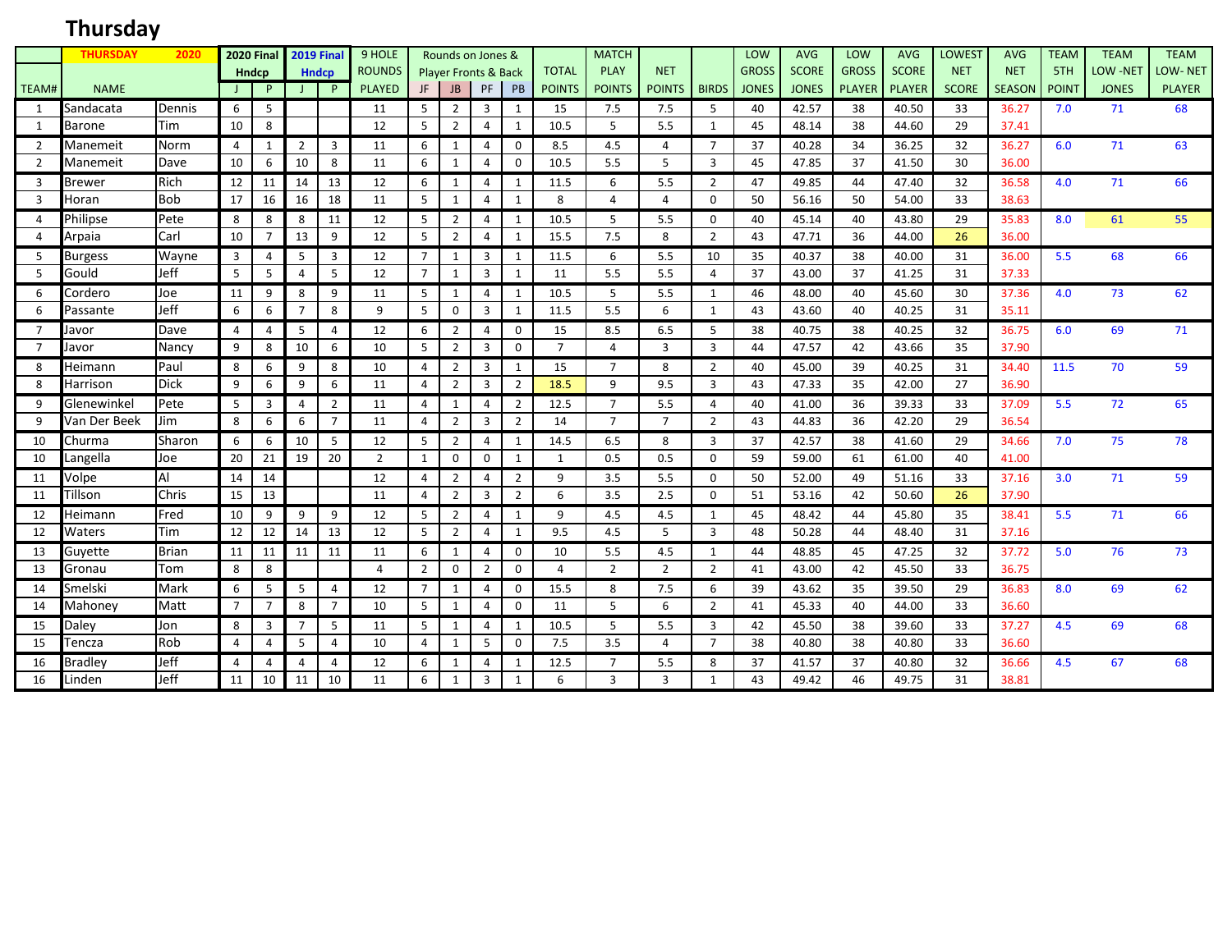# Thursday

| TEAM# | THURSDAY NAME | 2020 | 2020 Final Hndcp J | P | 2019 Final Hndcp J | P | 9 HOLE ROUNDS PLAYED | Rounds on Jones & Player Fronts & Back JF | JB | PF | PB | TOTAL POINTS | MATCH PLAY POINTS | NET POINTS | BIRDS | LOW GROSS JONES | AVG SCORE JONES | LOW GROSS PLAYER | AVG SCORE PLAYER | LOWEST NET SCORE | AVG NET SEASON | TEAM 5TH POINT | TEAM LOW -NET JONES | TEAM LOW- NET PLAYER |
|---|---|---|---|---|---|---|---|---|---|---|---|---|---|---|---|---|---|---|---|---|---|---|---|---|
| 1 | Sandacata | Dennis | 6 | 5 | | | 11 | 5 | 2 | 3 | 1 | 15 | 7.5 | 7.5 | 5 | 40 | 42.57 | 38 | 40.50 | 33 | 36.27 | 7.0 | 71 | 68 |
| 1 | Barone | Tim | 10 | 8 | | | 12 | 5 | 2 | 4 | 1 | 10.5 | 5 | 5.5 | 1 | 45 | 48.14 | 38 | 44.60 | 29 | 37.41 | | | |
| 2 | Manemeit | Norm | 4 | 1 | 2 | 3 | 11 | 6 | 1 | 4 | 0 | 8.5 | 4.5 | 4 | 7 | 37 | 40.28 | 34 | 36.25 | 32 | 36.27 | 6.0 | 71 | 63 |
| 2 | Manemeit | Dave | 10 | 6 | 10 | 8 | 11 | 6 | 1 | 4 | 0 | 10.5 | 5.5 | 5 | 3 | 45 | 47.85 | 37 | 41.50 | 30 | 36.00 | | | |
| 3 | Brewer | Rich | 12 | 11 | 14 | 13 | 12 | 6 | 1 | 4 | 1 | 11.5 | 6 | 5.5 | 2 | 47 | 49.85 | 44 | 47.40 | 32 | 36.58 | 4.0 | 71 | 66 |
| 3 | Horan | Bob | 17 | 16 | 16 | 18 | 11 | 5 | 1 | 4 | 1 | 8 | 4 | 4 | 0 | 50 | 56.16 | 50 | 54.00 | 33 | 38.63 | | | |
| 4 | Philipse | Pete | 8 | 8 | 8 | 11 | 12 | 5 | 2 | 4 | 1 | 10.5 | 5 | 5.5 | 0 | 40 | 45.14 | 40 | 43.80 | 29 | 35.83 | 8.0 | 61 | 55 |
| 4 | Arpaia | Carl | 10 | 7 | 13 | 9 | 12 | 5 | 2 | 4 | 1 | 15.5 | 7.5 | 8 | 2 | 43 | 47.71 | 36 | 44.00 | 26 | 36.00 | | | |
| 5 | Burgess | Wayne | 3 | 4 | 5 | 3 | 12 | 7 | 1 | 3 | 1 | 11.5 | 6 | 5.5 | 10 | 35 | 40.37 | 38 | 40.00 | 31 | 36.00 | 5.5 | 68 | 66 |
| 5 | Gould | Jeff | 5 | 5 | 4 | 5 | 12 | 7 | 1 | 3 | 1 | 11 | 5.5 | 5.5 | 4 | 37 | 43.00 | 37 | 41.25 | 31 | 37.33 | | | |
| 6 | Cordero | Joe | 11 | 9 | 8 | 9 | 11 | 5 | 1 | 4 | 1 | 10.5 | 5 | 5.5 | 1 | 46 | 48.00 | 40 | 45.60 | 30 | 37.36 | 4.0 | 73 | 62 |
| 6 | Passante | Jeff | 6 | 6 | 7 | 8 | 9 | 5 | 0 | 3 | 1 | 11.5 | 5.5 | 6 | 1 | 43 | 43.60 | 40 | 40.25 | 31 | 35.11 | | | |
| 7 | Javor | Dave | 4 | 4 | 5 | 4 | 12 | 6 | 2 | 4 | 0 | 15 | 8.5 | 6.5 | 5 | 38 | 40.75 | 38 | 40.25 | 32 | 36.75 | 6.0 | 69 | 71 |
| 7 | Javor | Nancy | 9 | 8 | 10 | 6 | 10 | 5 | 2 | 3 | 0 | 7 | 4 | 3 | 3 | 44 | 47.57 | 42 | 43.66 | 35 | 37.90 | | | |
| 8 | Heimann | Paul | 8 | 6 | 9 | 8 | 10 | 4 | 2 | 3 | 1 | 15 | 7 | 8 | 2 | 40 | 45.00 | 39 | 40.25 | 31 | 34.40 | 11.5 | 70 | 59 |
| 8 | Harrison | Dick | 9 | 6 | 9 | 6 | 11 | 4 | 2 | 3 | 2 | 18.5 | 9 | 9.5 | 3 | 43 | 47.33 | 35 | 42.00 | 27 | 36.90 | | | |
| 9 | Glenewinkel | Pete | 5 | 3 | 4 | 2 | 11 | 4 | 1 | 4 | 2 | 12.5 | 7 | 5.5 | 4 | 40 | 41.00 | 36 | 39.33 | 33 | 37.09 | 5.5 | 72 | 65 |
| 9 | Van Der Beek | Jim | 8 | 6 | 6 | 7 | 11 | 4 | 2 | 3 | 2 | 14 | 7 | 7 | 2 | 43 | 44.83 | 36 | 42.20 | 29 | 36.54 | | | |
| 10 | Churma | Sharon | 6 | 6 | 10 | 5 | 12 | 5 | 2 | 4 | 1 | 14.5 | 6.5 | 8 | 3 | 37 | 42.57 | 38 | 41.60 | 29 | 34.66 | 7.0 | 75 | 78 |
| 10 | Langella | Joe | 20 | 21 | 19 | 20 | 2 | 1 | 0 | 0 | 1 | 1 | 0.5 | 0.5 | 0 | 59 | 59.00 | 61 | 61.00 | 40 | 41.00 | | | |
| 11 | Volpe | Al | 14 | 14 | | | 12 | 4 | 2 | 4 | 2 | 9 | 3.5 | 5.5 | 0 | 50 | 52.00 | 49 | 51.16 | 33 | 37.16 | 3.0 | 71 | 59 |
| 11 | Tillson | Chris | 15 | 13 | | | 11 | 4 | 2 | 3 | 2 | 6 | 3.5 | 2.5 | 0 | 51 | 53.16 | 42 | 50.60 | 26 | 37.90 | | | |
| 12 | Heimann | Fred | 10 | 9 | 9 | 9 | 12 | 5 | 2 | 4 | 1 | 9 | 4.5 | 4.5 | 1 | 45 | 48.42 | 44 | 45.80 | 35 | 38.41 | 5.5 | 71 | 66 |
| 12 | Waters | Tim | 12 | 12 | 14 | 13 | 12 | 5 | 2 | 4 | 1 | 9.5 | 4.5 | 5 | 3 | 48 | 50.28 | 44 | 48.40 | 31 | 37.16 | | | |
| 13 | Guyette | Brian | 11 | 11 | 11 | 11 | 11 | 6 | 1 | 4 | 0 | 10 | 5.5 | 4.5 | 1 | 44 | 48.85 | 45 | 47.25 | 32 | 37.72 | 5.0 | 76 | 73 |
| 13 | Gronau | Tom | 8 | 8 | | | 4 | 2 | 0 | 2 | 0 | 4 | 2 | 2 | 2 | 41 | 43.00 | 42 | 45.50 | 33 | 36.75 | | | |
| 14 | Smelski | Mark | 6 | 5 | 5 | 4 | 12 | 7 | 1 | 4 | 0 | 15.5 | 8 | 7.5 | 6 | 39 | 43.62 | 35 | 39.50 | 29 | 36.83 | 8.0 | 69 | 62 |
| 14 | Mahoney | Matt | 7 | 7 | 8 | 7 | 10 | 5 | 1 | 4 | 0 | 11 | 5 | 6 | 2 | 41 | 45.33 | 40 | 44.00 | 33 | 36.60 | | | |
| 15 | Daley | Jon | 8 | 3 | 7 | 5 | 11 | 5 | 1 | 4 | 1 | 10.5 | 5 | 5.5 | 3 | 42 | 45.50 | 38 | 39.60 | 33 | 37.27 | 4.5 | 69 | 68 |
| 15 | Tencza | Rob | 4 | 4 | 5 | 4 | 10 | 4 | 1 | 5 | 0 | 7.5 | 3.5 | 4 | 7 | 38 | 40.80 | 38 | 40.80 | 33 | 36.60 | | | |
| 16 | Bradley | Jeff | 4 | 4 | 4 | 4 | 12 | 6 | 1 | 4 | 1 | 12.5 | 7 | 5.5 | 8 | 37 | 41.57 | 37 | 40.80 | 32 | 36.66 | 4.5 | 67 | 68 |
| 16 | Linden | Jeff | 11 | 10 | 11 | 10 | 11 | 6 | 1 | 3 | 1 | 6 | 3 | 3 | 1 | 43 | 49.42 | 46 | 49.75 | 31 | 38.81 | | | |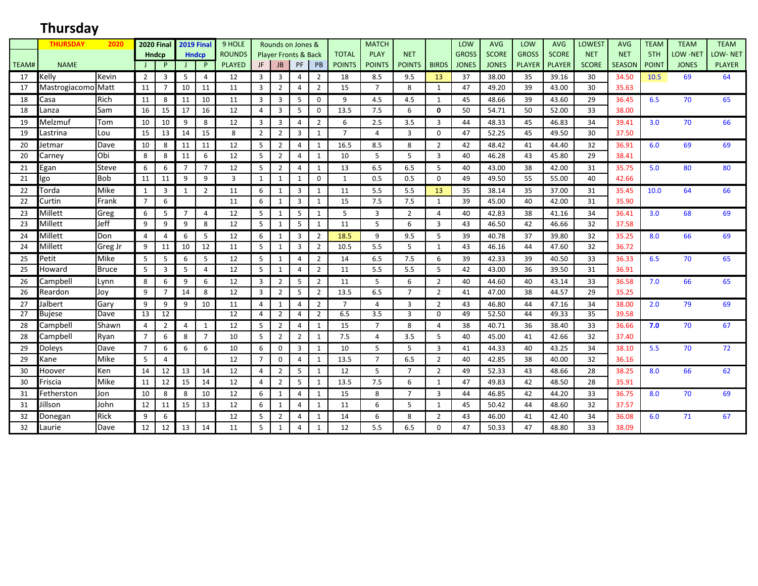# Thursday

| TEAM# | NAME THURSDAY 2020 | | 2020 Final Hndcp J | 2020 Final Hndcp P | 2019 Final Hndcp J | 2019 Final Hndcp P | 9 HOLE ROUNDS PLAYED | Rounds on Jones & Player Fronts & Back JF | JB | PF | PB | TOTAL POINTS | MATCH PLAY POINTS | NET POINTS | BIRDS | LOW GROSS JONES | AVG SCORE JONES | LOW GROSS PLAYER | AVG SCORE PLAYER | LOWEST NET SCORE | AVG NET SEASON | TEAM 5TH POINT | TEAM LOW -NET JONES | TEAM LOW- NET PLAYER |
|---|---|---|---|---|---|---|---|---|---|---|---|---|---|---|---|---|---|---|---|---|---|---|---|---|
| 17 | Kelly | Kevin | 2 | 3 | 5 | 4 | 12 | 3 | 3 | 4 | 2 | 18 | 8.5 | 9.5 | 13 | 37 | 38.00 | 35 | 39.16 | 30 | 34.50 | 10.5 | 69 | 64 |
| 17 | Mastrogiacomo | Matt | 11 | 7 | 10 | 11 | 11 | 3 | 2 | 4 | 2 | 15 | 7 | 8 | 1 | 47 | 49.20 | 39 | 43.00 | 30 | 35.63 | | | |
| 18 | Casa | Rich | 11 | 8 | 11 | 10 | 11 | 3 | 3 | 5 | 0 | 9 | 4.5 | 4.5 | 1 | 45 | 48.66 | 39 | 43.60 | 29 | 36.45 | 6.5 | 70 | 65 |
| 18 | Lanza | Sam | 16 | 15 | 17 | 16 | 12 | 4 | 3 | 5 | 0 | 13.5 | 7.5 | 6 | 0 | 50 | 54.71 | 50 | 52.00 | 33 | 38.00 | | | |
| 19 | Melzmuf | Tom | 10 | 10 | 9 | 8 | 12 | 3 | 3 | 4 | 2 | 6 | 2.5 | 3.5 | 3 | 44 | 48.33 | 45 | 46.83 | 34 | 39.41 | 3.0 | 70 | 66 |
| 19 | Lastrina | Lou | 15 | 13 | 14 | 15 | 8 | 2 | 2 | 3 | 1 | 7 | 4 | 3 | 0 | 47 | 52.25 | 45 | 49.50 | 30 | 37.50 | | | |
| 20 | Jetmar | Dave | 10 | 8 | 11 | 11 | 12 | 5 | 2 | 4 | 1 | 16.5 | 8.5 | 8 | 2 | 42 | 48.42 | 41 | 44.40 | 32 | 36.91 | 6.0 | 69 | 69 |
| 20 | Carney | Obi | 8 | 8 | 11 | 6 | 12 | 5 | 2 | 4 | 1 | 10 | 5 | 5 | 3 | 40 | 46.28 | 43 | 45.80 | 29 | 38.41 | | | |
| 21 | Egan | Steve | 6 | 6 | 7 | 7 | 12 | 5 | 2 | 4 | 1 | 13 | 6.5 | 6.5 | 5 | 40 | 43.00 | 38 | 42.00 | 31 | 35.75 | 5.0 | 80 | 80 |
| 21 | Igo | Bob | 11 | 11 | 9 | 9 | 3 | 1 | 1 | 1 | 0 | 1 | 0.5 | 0.5 | 0 | 49 | 49.50 | 55 | 55.00 | 40 | 42.66 | | | |
| 22 | Torda | Mike | 1 | 3 | 1 | 2 | 11 | 6 | 1 | 3 | 1 | 11 | 5.5 | 5.5 | 13 | 35 | 38.14 | 35 | 37.00 | 31 | 35.45 | 10.0 | 64 | 66 |
| 22 | Curtin | Frank | 7 | 6 | | | 11 | 6 | 1 | 3 | 1 | 15 | 7.5 | 7.5 | 1 | 39 | 45.00 | 40 | 42.00 | 31 | 35.90 | | | |
| 23 | Millett | Greg | 6 | 5 | 7 | 4 | 12 | 5 | 1 | 5 | 1 | 5 | 3 | 2 | 4 | 40 | 42.83 | 38 | 41.16 | 34 | 36.41 | 3.0 | 68 | 69 |
| 23 | Millett | Jeff | 9 | 9 | 9 | 8 | 12 | 5 | 1 | 5 | 1 | 11 | 5 | 6 | 3 | 43 | 46.50 | 42 | 46.66 | 32 | 37.58 | | | |
| 24 | Millett | Don | 4 | 4 | 6 | 5 | 12 | 6 | 1 | 3 | 2 | 18.5 | 9 | 9.5 | 5 | 39 | 40.78 | 37 | 39.80 | 32 | 35.25 | 8.0 | 66 | 69 |
| 24 | Millett | Greg Jr | 9 | 11 | 10 | 12 | 11 | 5 | 1 | 3 | 2 | 10.5 | 5.5 | 5 | 1 | 43 | 46.16 | 44 | 47.60 | 32 | 36.72 | | | |
| 25 | Petit | Mike | 5 | 5 | 6 | 5 | 12 | 5 | 1 | 4 | 2 | 14 | 6.5 | 7.5 | 6 | 39 | 42.33 | 39 | 40.50 | 33 | 36.33 | 6.5 | 70 | 65 |
| 25 | Howard | Bruce | 5 | 3 | 5 | 4 | 12 | 5 | 1 | 4 | 2 | 11 | 5.5 | 5.5 | 5 | 42 | 43.00 | 36 | 39.50 | 31 | 36.91 | | | |
| 26 | Campbell | Lynn | 8 | 6 | 9 | 6 | 12 | 3 | 2 | 5 | 2 | 11 | 5 | 6 | 2 | 40 | 44.60 | 40 | 43.14 | 33 | 36.58 | 7.0 | 66 | 65 |
| 26 | Reardon | Joy | 9 | 7 | 14 | 8 | 12 | 3 | 2 | 5 | 2 | 13.5 | 6.5 | 7 | 2 | 41 | 47.00 | 38 | 44.57 | 29 | 35.25 | | | |
| 27 | Jalbert | Gary | 9 | 9 | 9 | 10 | 11 | 4 | 1 | 4 | 2 | 7 | 4 | 3 | 2 | 43 | 46.80 | 44 | 47.16 | 34 | 38.00 | 2.0 | 79 | 69 |
| 27 | Bujese | Dave | 13 | 12 | | | 12 | 4 | 2 | 4 | 2 | 6.5 | 3.5 | 3 | 0 | 49 | 52.50 | 44 | 49.33 | 35 | 39.58 | | | |
| 28 | Campbell | Shawn | 4 | 2 | 4 | 1 | 12 | 5 | 2 | 4 | 1 | 15 | 7 | 8 | 4 | 38 | 40.71 | 36 | 38.40 | 33 | 36.66 | 7.0 | 70 | 67 |
| 28 | Campbell | Ryan | 7 | 6 | 8 | 7 | 10 | 5 | 2 | 2 | 1 | 7.5 | 4 | 3.5 | 5 | 40 | 45.00 | 41 | 42.66 | 32 | 37.40 | | | |
| 29 | Doleys | Dave | 7 | 6 | 6 | 6 | 10 | 6 | 0 | 3 | 1 | 10 | 5 | 5 | 3 | 41 | 44.33 | 40 | 43.25 | 34 | 38.10 | 5.5 | 70 | 72 |
| 29 | Kane | Mike | 5 | 4 | | | 12 | 7 | 0 | 4 | 1 | 13.5 | 7 | 6.5 | 2 | 40 | 42.85 | 38 | 40.00 | 32 | 36.16 | | | |
| 30 | Hoover | Ken | 14 | 12 | 13 | 14 | 12 | 4 | 2 | 5 | 1 | 12 | 5 | 7 | 2 | 49 | 52.33 | 43 | 48.66 | 28 | 38.25 | 8.0 | 66 | 62 |
| 30 | Friscia | Mike | 11 | 12 | 15 | 14 | 12 | 4 | 2 | 5 | 1 | 13.5 | 7.5 | 6 | 1 | 47 | 49.83 | 42 | 48.50 | 28 | 35.91 | | | |
| 31 | Fetherston | Jon | 10 | 8 | 8 | 10 | 12 | 6 | 1 | 4 | 1 | 15 | 8 | 7 | 3 | 44 | 46.85 | 42 | 44.20 | 33 | 36.75 | 8.0 | 70 | 69 |
| 31 | Jillson | John | 12 | 11 | 15 | 13 | 12 | 6 | 1 | 4 | 1 | 11 | 6 | 5 | 1 | 45 | 50.42 | 44 | 48.60 | 32 | 37.57 | | | |
| 32 | Donegan | Rick | 9 | 6 | | | 12 | 5 | 2 | 4 | 1 | 14 | 6 | 8 | 2 | 43 | 46.00 | 41 | 42.40 | 34 | 36.08 | 6.0 | 71 | 67 |
| 32 | Laurie | Dave | 12 | 12 | 13 | 14 | 11 | 5 | 1 | 4 | 1 | 12 | 5.5 | 6.5 | 0 | 47 | 50.33 | 47 | 48.80 | 33 | 38.09 | | | |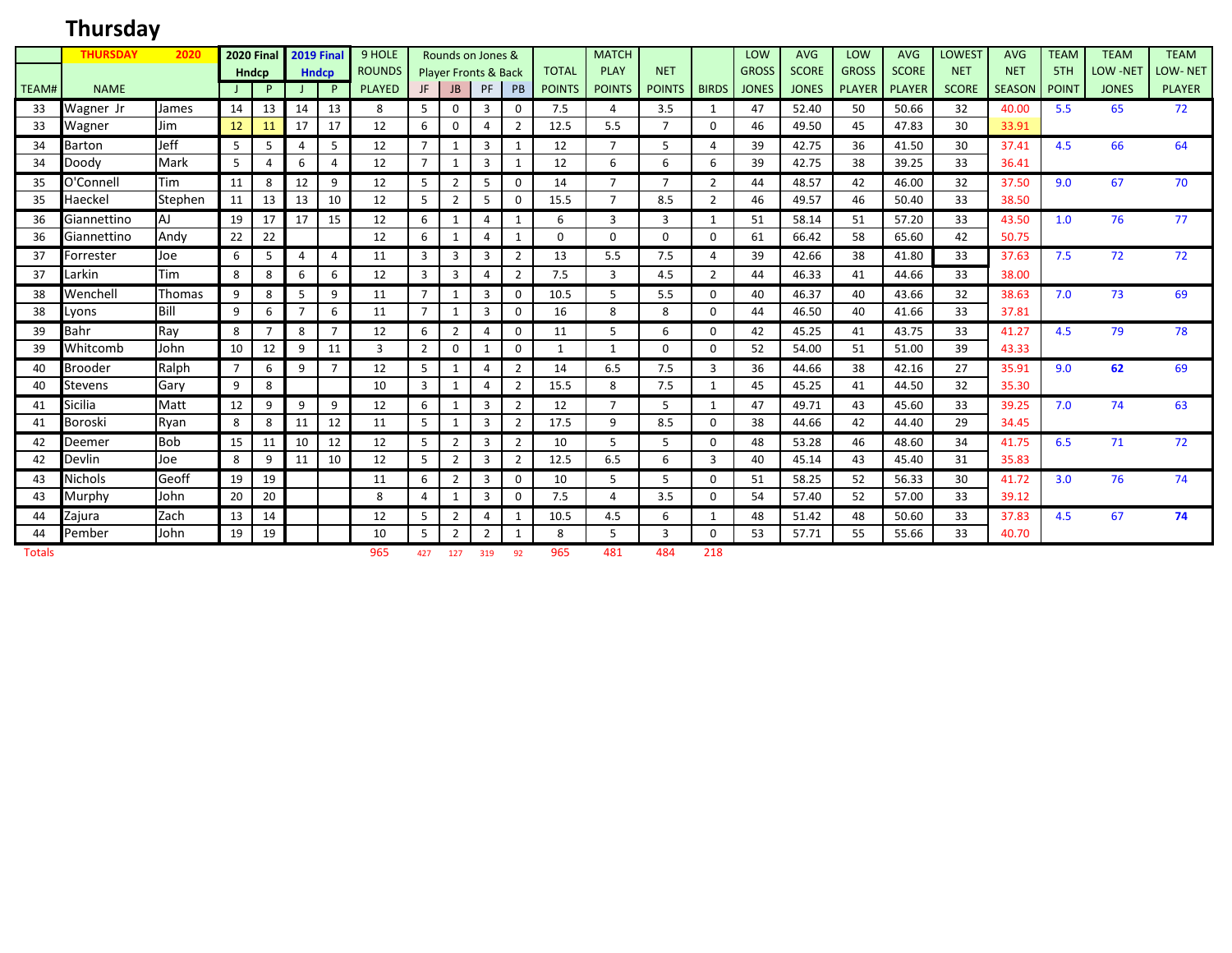# Thursday

| TEAM# | THURSDAY 2020 NAME | | 2020 Final Hndcp J | P | 2019 Final Hndcp J | P | 9 HOLE ROUNDS PLAYED | Rounds on Jones & Player Fronts & Back JF | JB | PF | PB | TOTAL POINTS | MATCH PLAY POINTS | NET POINTS | BIRDS | LOW GROSS JONES | AVG SCORE JONES | LOW GROSS PLAYER | AVG SCORE PLAYER | LOWEST NET SCORE | AVG NET SEASON | TEAM 5TH POINT | TEAM LOW -NET JONES | TEAM LOW- NET PLAYER |
|---|---|---|---|---|---|---|---|---|---|---|---|---|---|---|---|---|---|---|---|---|---|---|---|---|
| 33 | Wagner Jr | James | 14 | 13 | 14 | 13 | 8 | 5 | 0 | 3 | 0 | 7.5 | 4 | 3.5 | 1 | 47 | 52.40 | 50 | 50.66 | 32 | 40.00 | 5.5 | 65 | 72 |
| 33 | Wagner | Jim | 12 | 11 | 17 | 17 | 12 | 6 | 0 | 4 | 2 | 12.5 | 5.5 | 7 | 0 | 46 | 49.50 | 45 | 47.83 | 30 | 33.91 | | | |
| 34 | Barton | Jeff | 5 | 5 | 4 | 5 | 12 | 7 | 1 | 3 | 1 | 12 | 7 | 5 | 4 | 39 | 42.75 | 36 | 41.50 | 30 | 37.41 | 4.5 | 66 | 64 |
| 34 | Doody | Mark | 5 | 4 | 6 | 4 | 12 | 7 | 1 | 3 | 1 | 12 | 6 | 6 | 6 | 39 | 42.75 | 38 | 39.25 | 33 | 36.41 | | | |
| 35 | O'Connell | Tim | 11 | 8 | 12 | 9 | 12 | 5 | 2 | 5 | 0 | 14 | 7 | 7 | 2 | 44 | 48.57 | 42 | 46.00 | 32 | 37.50 | 9.0 | 67 | 70 |
| 35 | Haeckel | Stephen | 11 | 13 | 13 | 10 | 12 | 5 | 2 | 5 | 0 | 15.5 | 7 | 8.5 | 2 | 46 | 49.57 | 46 | 50.40 | 33 | 38.50 | | | |
| 36 | Giannettino | AJ | 19 | 17 | 17 | 15 | 12 | 6 | 1 | 4 | 1 | 6 | 3 | 3 | 1 | 51 | 58.14 | 51 | 57.20 | 33 | 43.50 | 1.0 | 76 | 77 |
| 36 | Giannettino | Andy | 22 | 22 | | | 12 | 6 | 1 | 4 | 1 | 0 | 0 | 0 | 0 | 61 | 66.42 | 58 | 65.60 | 42 | 50.75 | | | |
| 37 | Forrester | Joe | 6 | 5 | 4 | 4 | 11 | 3 | 3 | 3 | 2 | 13 | 5.5 | 7.5 | 4 | 39 | 42.66 | 38 | 41.80 | 33 | 37.63 | 7.5 | 72 | 72 |
| 37 | Larkin | Tim | 8 | 8 | 6 | 6 | 12 | 3 | 3 | 4 | 2 | 7.5 | 3 | 4.5 | 2 | 44 | 46.33 | 41 | 44.66 | 33 | 38.00 | | | |
| 38 | Wenchell | Thomas | 9 | 8 | 5 | 9 | 11 | 7 | 1 | 3 | 0 | 10.5 | 5 | 5.5 | 0 | 40 | 46.37 | 40 | 43.66 | 32 | 38.63 | 7.0 | 73 | 69 |
| 38 | Lyons | Bill | 9 | 6 | 7 | 6 | 11 | 7 | 1 | 3 | 0 | 16 | 8 | 8 | 0 | 44 | 46.50 | 40 | 41.66 | 33 | 37.81 | | | |
| 39 | Bahr | Ray | 8 | 7 | 8 | 7 | 12 | 6 | 2 | 4 | 0 | 11 | 5 | 6 | 0 | 42 | 45.25 | 41 | 43.75 | 33 | 41.27 | 4.5 | 79 | 78 |
| 39 | Whitcomb | John | 10 | 12 | 9 | 11 | 3 | 2 | 0 | 1 | 0 | 1 | 1 | 0 | 0 | 52 | 54.00 | 51 | 51.00 | 39 | 43.33 | | | |
| 40 | Brooder | Ralph | 7 | 6 | 9 | 7 | 12 | 5 | 1 | 4 | 2 | 14 | 6.5 | 7.5 | 3 | 36 | 44.66 | 38 | 42.16 | 27 | 35.91 | 9.0 | **62** | 69 |
| 40 | Stevens | Gary | 9 | 8 | | | 10 | 3 | 1 | 4 | 2 | 15.5 | 8 | 7.5 | 1 | 45 | 45.25 | 41 | 44.50 | 32 | 35.30 | | | |
| 41 | Sicilia | Matt | 12 | 9 | 9 | 9 | 12 | 6 | 1 | 3 | 2 | 12 | 7 | 5 | 1 | 47 | 49.71 | 43 | 45.60 | 33 | 39.25 | 7.0 | 74 | 63 |
| 41 | Boroski | Ryan | 8 | 8 | 11 | 12 | 11 | 5 | 1 | 3 | 2 | 17.5 | 9 | 8.5 | 0 | 38 | 44.66 | 42 | 44.40 | 29 | 34.45 | | | |
| 42 | Deemer | Bob | 15 | 11 | 10 | 12 | 12 | 5 | 2 | 3 | 2 | 10 | 5 | 5 | 0 | 48 | 53.28 | 46 | 48.60 | 34 | 41.75 | 6.5 | 71 | 72 |
| 42 | Devlin | Joe | 8 | 9 | 11 | 10 | 12 | 5 | 2 | 3 | 2 | 12.5 | 6.5 | 6 | 3 | 40 | 45.14 | 43 | 45.40 | 31 | 35.83 | | | |
| 43 | Nichols | Geoff | 19 | 19 | | | 11 | 6 | 2 | 3 | 0 | 10 | 5 | 5 | 0 | 51 | 58.25 | 52 | 56.33 | 30 | 41.72 | 3.0 | 76 | 74 |
| 43 | Murphy | John | 20 | 20 | | | 8 | 4 | 1 | 3 | 0 | 7.5 | 4 | 3.5 | 0 | 54 | 57.40 | 52 | 57.00 | 33 | 39.12 | | | |
| 44 | Zajura | Zach | 13 | 14 | | | 12 | 5 | 2 | 4 | 1 | 10.5 | 4.5 | 6 | 1 | 48 | 51.42 | 48 | 50.60 | 33 | 37.83 | 4.5 | 67 | **74** |
| 44 | Pember | John | 19 | 19 | | | 10 | 5 | 2 | 2 | 1 | 8 | 5 | 3 | 0 | 53 | 57.71 | 55 | 55.66 | 33 | 40.70 | | | |
| Totals | | | | | | | 965 | 427 | 127 | 319 | 92 | 965 | 481 | 484 | 218 | | | | | | | | | |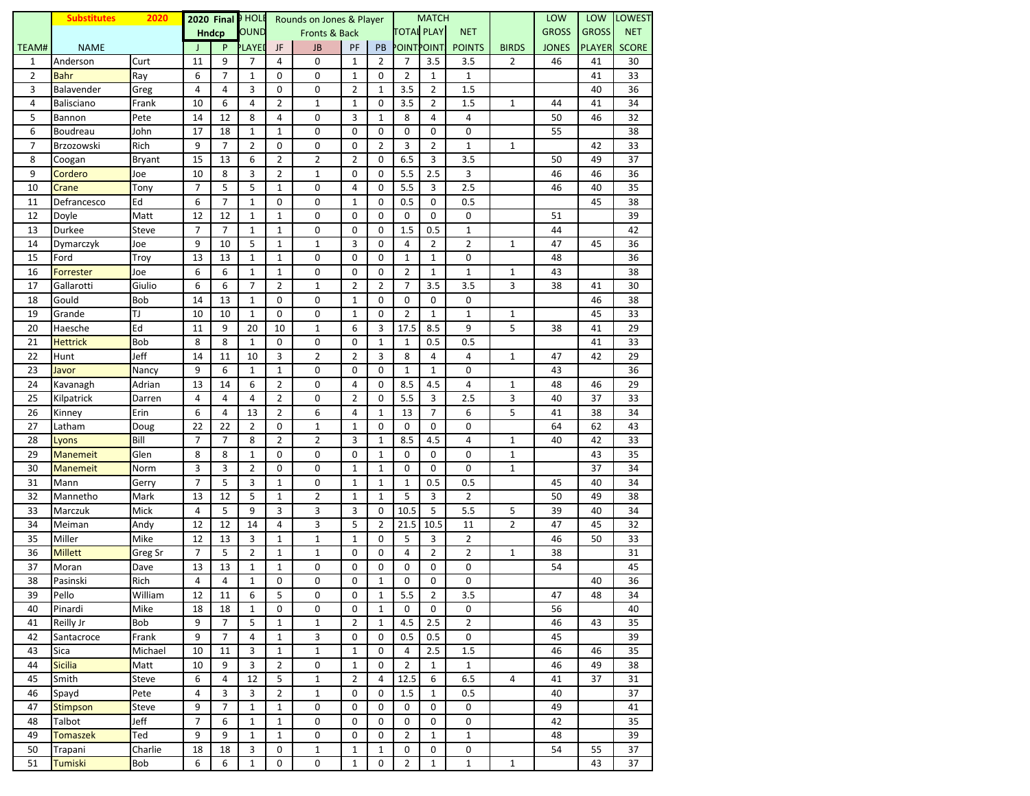| | Substitutes 2020 | | 2020 Final Hndcp | | 9 HOLE ROUNDS | Rounds on Jones & Player Fronts & Back | | | | MATCH | | | | LOW GROSS | LOW GROSS | LOWEST NET |
|---|---|---|---|---|---|---|---|---|---|---|---|---|---|---|---|---|
| TEAM# | NAME | | J | P | PLAYED | JF | JB | PF | PB | TOTAL POINTS | PLAY POINTS | NET POINTS | BIRDS | JONES | PLAYER | SCORE |
| 1 | Anderson | Curt | 11 | 9 | 7 | 4 | 0 | 1 | 2 | 7 | 3.5 | 3.5 | 2 | 46 | 41 | 30 |
| 2 | Bahr | Ray | 6 | 7 | 1 | 0 | 0 | 1 | 0 | 2 | 1 | 1 | | | 41 | 33 |
| 3 | Balavender | Greg | 4 | 4 | 3 | 0 | 0 | 2 | 1 | 3.5 | 2 | 1.5 | | | 40 | 36 |
| 4 | Balisciano | Frank | 10 | 6 | 4 | 2 | 1 | 1 | 0 | 3.5 | 2 | 1.5 | 1 | 44 | 41 | 34 |
| 5 | Bannon | Pete | 14 | 12 | 8 | 4 | 0 | 3 | 1 | 8 | 4 | 4 | | 50 | 46 | 32 |
| 6 | Boudreau | John | 17 | 18 | 1 | 1 | 0 | 0 | 0 | 0 | 0 | 0 | | 55 | | 38 |
| 7 | Brzozowski | Rich | 9 | 7 | 2 | 0 | 0 | 0 | 2 | 3 | 2 | 1 | 1 | | 42 | 33 |
| 8 | Coogan | Bryant | 15 | 13 | 6 | 2 | 2 | 2 | 0 | 6.5 | 3 | 3.5 | | 50 | 49 | 37 |
| 9 | Cordero | Joe | 10 | 8 | 3 | 2 | 1 | 0 | 0 | 5.5 | 2.5 | 3 | | 46 | 46 | 36 |
| 10 | Crane | Tony | 7 | 5 | 5 | 1 | 0 | 4 | 0 | 5.5 | 3 | 2.5 | | 46 | 40 | 35 |
| 11 | Defrancesco | Ed | 6 | 7 | 1 | 0 | 0 | 1 | 0 | 0.5 | 0 | 0.5 | | | 45 | 38 |
| 12 | Doyle | Matt | 12 | 12 | 1 | 1 | 0 | 0 | 0 | 0 | 0 | 0 | | 51 | | 39 |
| 13 | Durkee | Steve | 7 | 7 | 1 | 1 | 0 | 0 | 0 | 1.5 | 0.5 | 1 | | 44 | | 42 |
| 14 | Dymarczyk | Joe | 9 | 10 | 5 | 1 | 1 | 3 | 0 | 4 | 2 | 2 | 1 | 47 | 45 | 36 |
| 15 | Ford | Troy | 13 | 13 | 1 | 1 | 0 | 0 | 0 | 1 | 1 | 0 | | 48 | | 36 |
| 16 | Forrester | Joe | 6 | 6 | 1 | 1 | 0 | 0 | 0 | 2 | 1 | 1 | 1 | 43 | | 38 |
| 17 | Gallarotti | Giulio | 6 | 6 | 7 | 2 | 1 | 2 | 2 | 7 | 3.5 | 3.5 | 3 | 38 | 41 | 30 |
| 18 | Gould | Bob | 14 | 13 | 1 | 0 | 0 | 1 | 0 | 0 | 0 | 0 | | | 46 | 38 |
| 19 | Grande | TJ | 10 | 10 | 1 | 0 | 0 | 1 | 0 | 2 | 1 | 1 | 1 | | 45 | 33 |
| 20 | Haesche | Ed | 11 | 9 | 20 | 10 | 1 | 6 | 3 | 17.5 | 8.5 | 9 | 5 | 38 | 41 | 29 |
| 21 | Hettrick | Bob | 8 | 8 | 1 | 0 | 0 | 0 | 1 | 1 | 0.5 | 0.5 | | | 41 | 33 |
| 22 | Hunt | Jeff | 14 | 11 | 10 | 3 | 2 | 2 | 3 | 8 | 4 | 4 | 1 | 47 | 42 | 29 |
| 23 | Javor | Nancy | 9 | 6 | 1 | 1 | 0 | 0 | 0 | 1 | 1 | 0 | | 43 | | 36 |
| 24 | Kavanagh | Adrian | 13 | 14 | 6 | 2 | 0 | 4 | 0 | 8.5 | 4.5 | 4 | 1 | 48 | 46 | 29 |
| 25 | Kilpatrick | Darren | 4 | 4 | 4 | 2 | 0 | 2 | 0 | 5.5 | 3 | 2.5 | 3 | 40 | 37 | 33 |
| 26 | Kinney | Erin | 6 | 4 | 13 | 2 | 6 | 4 | 1 | 13 | 7 | 6 | 5 | 41 | 38 | 34 |
| 27 | Latham | Doug | 22 | 22 | 2 | 0 | 1 | 1 | 0 | 0 | 0 | 0 | | 64 | 62 | 43 |
| 28 | Lyons | Bill | 7 | 7 | 8 | 2 | 2 | 3 | 1 | 8.5 | 4.5 | 4 | 1 | 40 | 42 | 33 |
| 29 | Manemeit | Glen | 8 | 8 | 1 | 0 | 0 | 0 | 1 | 0 | 0 | 0 | 1 | | 43 | 35 |
| 30 | Manemeit | Norm | 3 | 3 | 2 | 0 | 0 | 1 | 1 | 0 | 0 | 0 | 1 | | 37 | 34 |
| 31 | Mann | Gerry | 7 | 5 | 3 | 1 | 0 | 1 | 1 | 1 | 0.5 | 0.5 | | 45 | 40 | 34 |
| 32 | Mannetho | Mark | 13 | 12 | 5 | 1 | 2 | 1 | 1 | 5 | 3 | 2 | | 50 | 49 | 38 |
| 33 | Marczuk | Mick | 4 | 5 | 9 | 3 | 3 | 3 | 0 | 10.5 | 5 | 5.5 | 5 | 39 | 40 | 34 |
| 34 | Meiman | Andy | 12 | 12 | 14 | 4 | 3 | 5 | 2 | 21.5 | 10.5 | 11 | 2 | 47 | 45 | 32 |
| 35 | Miller | Mike | 12 | 13 | 3 | 1 | 1 | 1 | 0 | 5 | 3 | 2 | | 46 | 50 | 33 |
| 36 | Millett | Greg Sr | 7 | 5 | 2 | 1 | 1 | 0 | 0 | 4 | 2 | 2 | 1 | 38 | | 31 |
| 37 | Moran | Dave | 13 | 13 | 1 | 1 | 0 | 0 | 0 | 0 | 0 | 0 | | 54 | | 45 |
| 38 | Pasinski | Rich | 4 | 4 | 1 | 0 | 0 | 0 | 1 | 0 | 0 | 0 | | | 40 | 36 |
| 39 | Pello | William | 12 | 11 | 6 | 5 | 0 | 0 | 1 | 5.5 | 2 | 3.5 | | 47 | 48 | 34 |
| 40 | Pinardi | Mike | 18 | 18 | 1 | 0 | 0 | 0 | 1 | 0 | 0 | 0 | | 56 | | 40 |
| 41 | Reilly Jr | Bob | 9 | 7 | 5 | 1 | 1 | 2 | 1 | 4.5 | 2.5 | 2 | | 46 | 43 | 35 |
| 42 | Santacroce | Frank | 9 | 7 | 4 | 1 | 3 | 0 | 0 | 0.5 | 0.5 | 0 | | 45 | | 39 |
| 43 | Sica | Michael | 10 | 11 | 3 | 1 | 1 | 1 | 0 | 4 | 2.5 | 1.5 | | 46 | 46 | 35 |
| 44 | Sicilia | Matt | 10 | 9 | 3 | 2 | 0 | 1 | 0 | 2 | 1 | 1 | | 46 | 49 | 38 |
| 45 | Smith | Steve | 6 | 4 | 12 | 5 | 1 | 2 | 4 | 12.5 | 6 | 6.5 | 4 | 41 | 37 | 31 |
| 46 | Spayd | Pete | 4 | 3 | 3 | 2 | 1 | 0 | 0 | 1.5 | 1 | 0.5 | | 40 | | 37 |
| 47 | Stimpson | Steve | 9 | 7 | 1 | 1 | 0 | 0 | 0 | 0 | 0 | 0 | | 49 | | 41 |
| 48 | Talbot | Jeff | 7 | 6 | 1 | 1 | 0 | 0 | 0 | 0 | 0 | 0 | | 42 | | 35 |
| 49 | Tomaszek | Ted | 9 | 9 | 1 | 1 | 0 | 0 | 0 | 2 | 1 | 1 | | 48 | | 39 |
| 50 | Trapani | Charlie | 18 | 18 | 3 | 0 | 1 | 1 | 1 | 0 | 0 | 0 | | 54 | 55 | 37 |
| 51 | Tumiski | Bob | 6 | 6 | 1 | 0 | 0 | 1 | 0 | 2 | 1 | 1 | 1 | | 43 | 37 |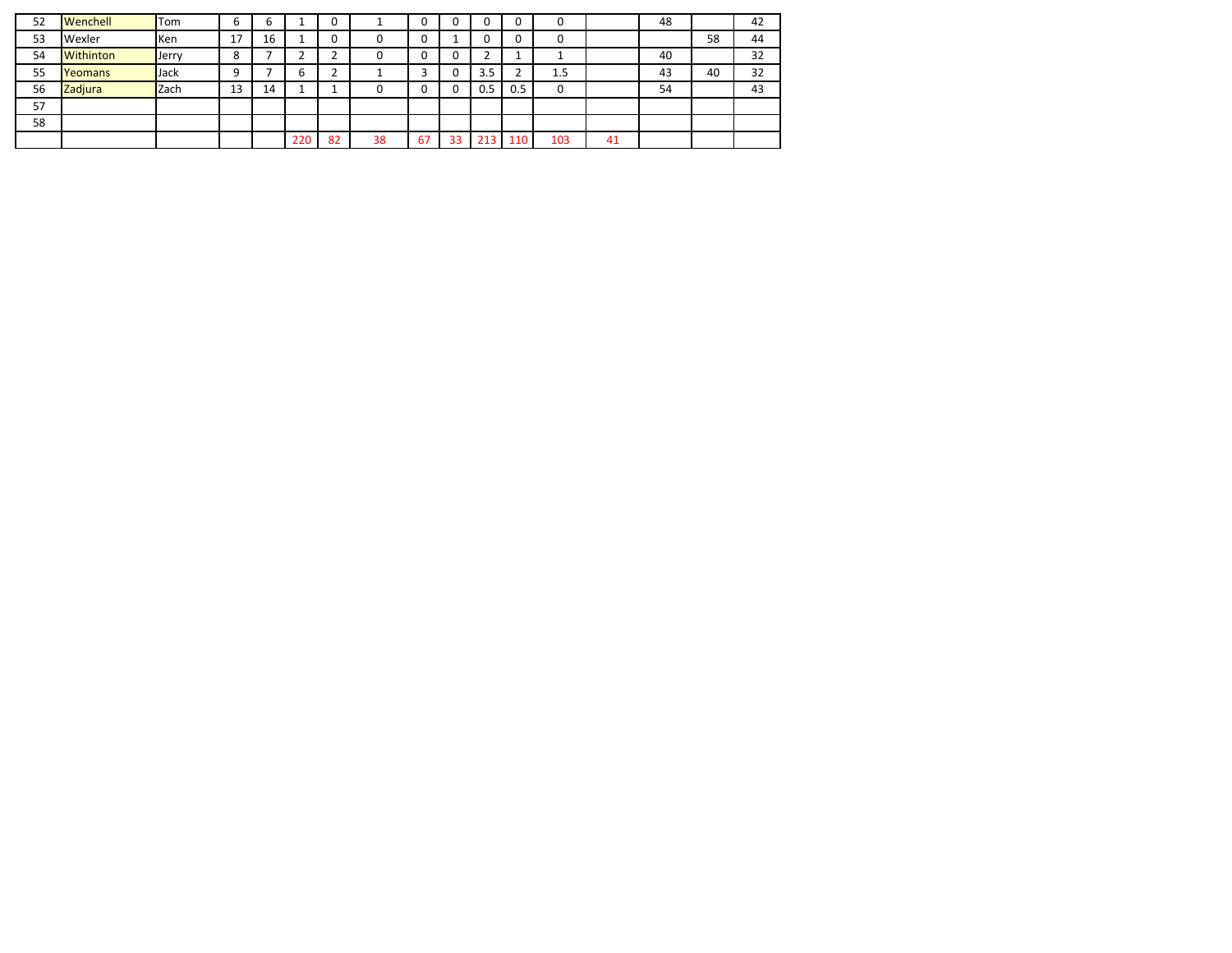| | | | | | | | | | | | | | | | | |
|---|---|---|---|---|---|---|---|---|---|---|---|---|---|---|---|---|
| 52 | Wenchell | Tom | 6 | 6 | 1 | 0 | 1 | 0 | 0 | 0 | 0 | 0 | | 48 | | 42 |
| 53 | Wexler | Ken | 17 | 16 | 1 | 0 | 0 | 0 | 1 | 0 | 0 | 0 | | | 58 | 44 |
| 54 | Withinton | Jerry | 8 | 7 | 2 | 2 | 0 | 0 | 0 | 2 | 1 | 1 | | 40 | | 32 |
| 55 | Yeomans | Jack | 9 | 7 | 6 | 2 | 1 | 3 | 0 | 3.5 | 2 | 1.5 | | 43 | 40 | 32 |
| 56 | Zadjura | Zach | 13 | 14 | 1 | 1 | 0 | 0 | 0 | 0.5 | 0.5 | 0 | | 54 | | 43 |
| 57 | | | | | | | | | | | | | | | | |
| 58 | | | | | | | | | | | | | | | | |
| | | | | | 220 | 82 | 38 | 67 | 33 | 213 | 110 | 103 | 41 | | | |